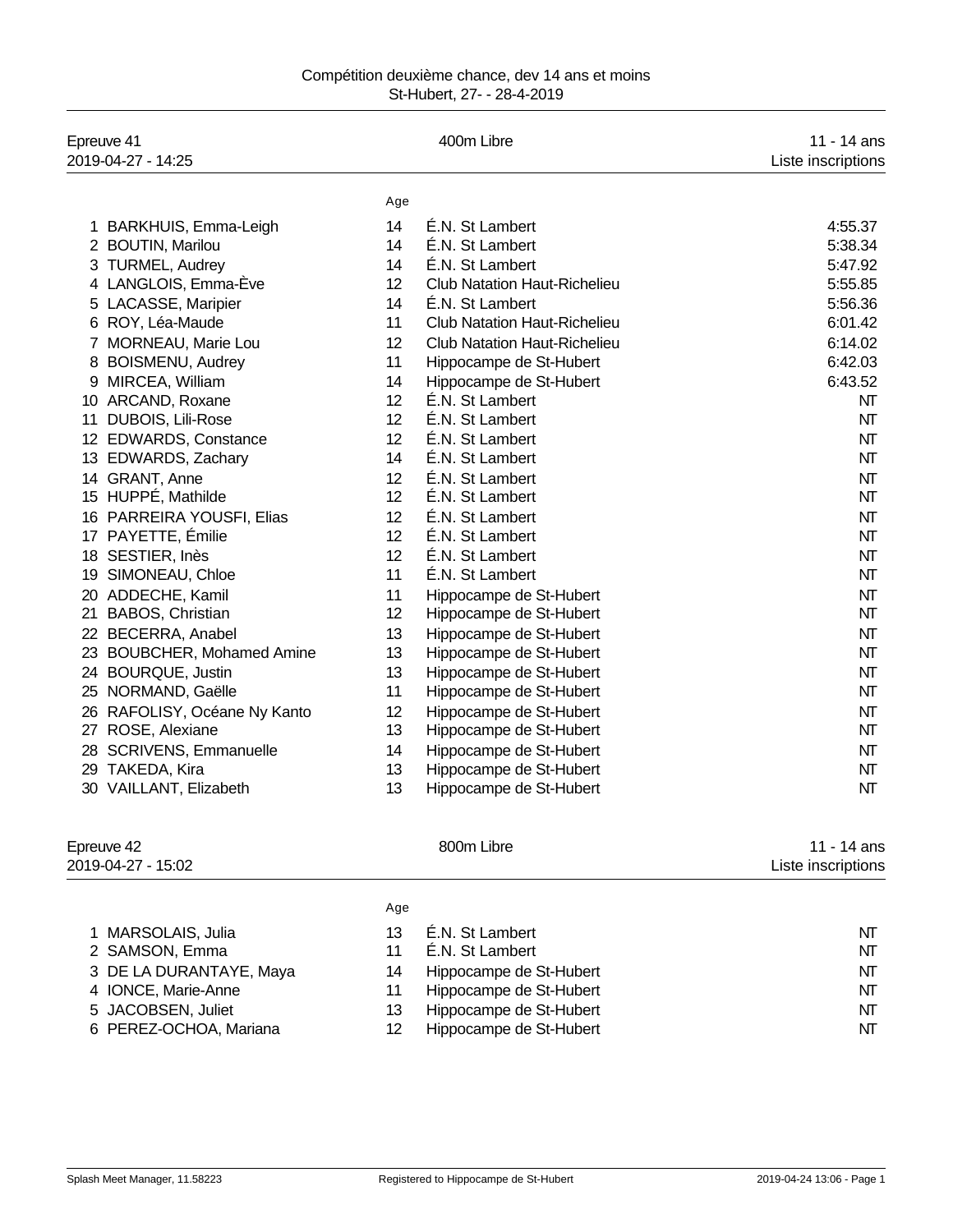Compétition deuxième chance, dev 14 ans et moins
St-Hubert, 27- - 28-4-2019

Epreuve 41 | 400m Libre | 11 - 14 ans
2019-04-27 - 14:25 | Liste inscriptions

| | | Age | | |
|---|---|---|---|---|
| 1 | BARKHUIS, Emma-Leigh | 14 | É.N. St Lambert | 4:55.37 |
| 2 | BOUTIN, Marilou | 14 | É.N. St Lambert | 5:38.34 |
| 3 | TURMEL, Audrey | 14 | É.N. St Lambert | 5:47.92 |
| 4 | LANGLOIS, Emma-Ève | 12 | Club Natation Haut-Richelieu | 5:55.85 |
| 5 | LACASSE, Maripier | 14 | É.N. St Lambert | 5:56.36 |
| 6 | ROY, Léa-Maude | 11 | Club Natation Haut-Richelieu | 6:01.42 |
| 7 | MORNEAU, Marie Lou | 12 | Club Natation Haut-Richelieu | 6:14.02 |
| 8 | BOISMENU, Audrey | 11 | Hippocampe de St-Hubert | 6:42.03 |
| 9 | MIRCEA, William | 14 | Hippocampe de St-Hubert | 6:43.52 |
| 10 | ARCAND, Roxane | 12 | É.N. St Lambert | NT |
| 11 | DUBOIS, Lili-Rose | 12 | É.N. St Lambert | NT |
| 12 | EDWARDS, Constance | 12 | É.N. St Lambert | NT |
| 13 | EDWARDS, Zachary | 14 | É.N. St Lambert | NT |
| 14 | GRANT, Anne | 12 | É.N. St Lambert | NT |
| 15 | HUPPÉ, Mathilde | 12 | É.N. St Lambert | NT |
| 16 | PARREIRA YOUSFI, Elias | 12 | É.N. St Lambert | NT |
| 17 | PAYETTE, Émilie | 12 | É.N. St Lambert | NT |
| 18 | SESTIER, Inès | 12 | É.N. St Lambert | NT |
| 19 | SIMONEAU, Chloe | 11 | É.N. St Lambert | NT |
| 20 | ADDECHE, Kamil | 11 | Hippocampe de St-Hubert | NT |
| 21 | BABOS, Christian | 12 | Hippocampe de St-Hubert | NT |
| 22 | BECERRA, Anabel | 13 | Hippocampe de St-Hubert | NT |
| 23 | BOUBCHER, Mohamed Amine | 13 | Hippocampe de St-Hubert | NT |
| 24 | BOURQUE, Justin | 13 | Hippocampe de St-Hubert | NT |
| 25 | NORMAND, Gaëlle | 11 | Hippocampe de St-Hubert | NT |
| 26 | RAFOLISY, Océane Ny Kanto | 12 | Hippocampe de St-Hubert | NT |
| 27 | ROSE, Alexiane | 13 | Hippocampe de St-Hubert | NT |
| 28 | SCRIVENS, Emmanuelle | 14 | Hippocampe de St-Hubert | NT |
| 29 | TAKEDA, Kira | 13 | Hippocampe de St-Hubert | NT |
| 30 | VAILLANT, Elizabeth | 13 | Hippocampe de St-Hubert | NT |

Epreuve 42 | 800m Libre | 11 - 14 ans
2019-04-27 - 15:02 | Liste inscriptions

| | | Age | | |
|---|---|---|---|---|
| 1 | MARSOLAIS, Julia | 13 | É.N. St Lambert | NT |
| 2 | SAMSON, Emma | 11 | É.N. St Lambert | NT |
| 3 | DE LA DURANTAYE, Maya | 14 | Hippocampe de St-Hubert | NT |
| 4 | IONCE, Marie-Anne | 11 | Hippocampe de St-Hubert | NT |
| 5 | JACOBSEN, Juliet | 13 | Hippocampe de St-Hubert | NT |
| 6 | PEREZ-OCHOA, Mariana | 12 | Hippocampe de St-Hubert | NT |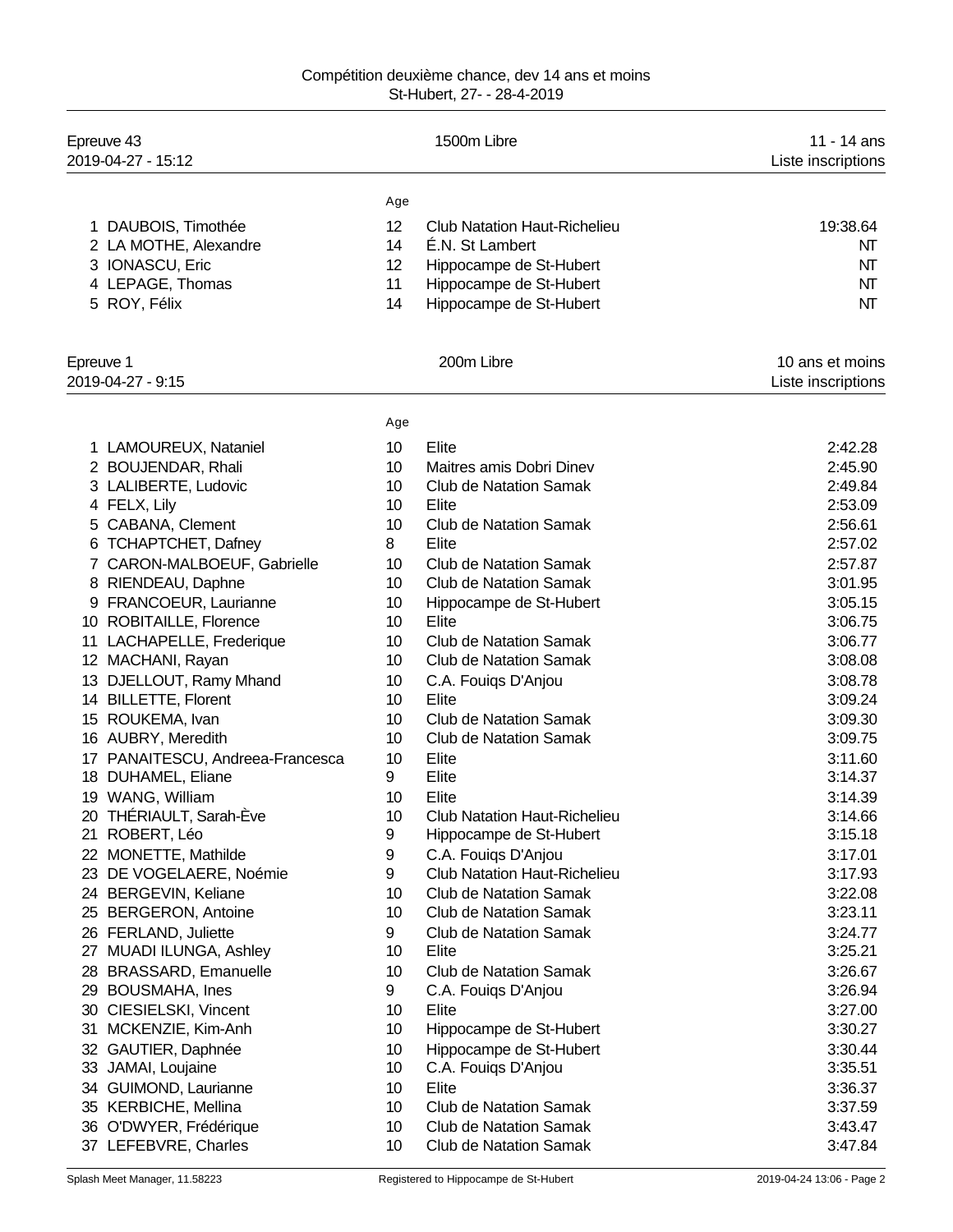Compétition deuxième chance, dev 14 ans et moins
St-Hubert, 27- - 28-4-2019

| Epreuve 43 | 1500m Libre | 11 - 14 ans |
|---|---|---|
| 2019-04-27 - 15:12 | | Liste inscriptions |

| | Nom | Age | Club | Temps |
|---|---|---|---|---|
| 1 | DAUBOIS, Timothée | 12 | Club Natation Haut-Richelieu | 19:38.64 |
| 2 | LA MOTHE, Alexandre | 14 | É.N. St Lambert | NT |
| 3 | IONASCU, Eric | 12 | Hippocampe de St-Hubert | NT |
| 4 | LEPAGE, Thomas | 11 | Hippocampe de St-Hubert | NT |
| 5 | ROY, Félix | 14 | Hippocampe de St-Hubert | NT |

| Epreuve 1 | 200m Libre | 10 ans et moins |
|---|---|---|
| 2019-04-27 - 9:15 | | Liste inscriptions |

| | Nom | Age | Club | Temps |
|---|---|---|---|---|
| 1 | LAMOUREUX, Nataniel | 10 | Elite | 2:42.28 |
| 2 | BOUJENDAR, Rhali | 10 | Maitres amis Dobri Dinev | 2:45.90 |
| 3 | LALIBERTE, Ludovic | 10 | Club de Natation Samak | 2:49.84 |
| 4 | FELX, Lily | 10 | Elite | 2:53.09 |
| 5 | CABANA, Clement | 10 | Club de Natation Samak | 2:56.61 |
| 6 | TCHAPTCHET, Dafney | 8 | Elite | 2:57.02 |
| 7 | CARON-MALBOEUF, Gabrielle | 10 | Club de Natation Samak | 2:57.87 |
| 8 | RIENDEAU, Daphne | 10 | Club de Natation Samak | 3:01.95 |
| 9 | FRANCOEUR, Laurianne | 10 | Hippocampe de St-Hubert | 3:05.15 |
| 10 | ROBITAILLE, Florence | 10 | Elite | 3:06.75 |
| 11 | LACHAPELLE, Frederique | 10 | Club de Natation Samak | 3:06.77 |
| 12 | MACHANI, Rayan | 10 | Club de Natation Samak | 3:08.08 |
| 13 | DJELLOUT, Ramy Mhand | 10 | C.A. Fouiqs D'Anjou | 3:08.78 |
| 14 | BILLETTE, Florent | 10 | Elite | 3:09.24 |
| 15 | ROUKEMA, Ivan | 10 | Club de Natation Samak | 3:09.30 |
| 16 | AUBRY, Meredith | 10 | Club de Natation Samak | 3:09.75 |
| 17 | PANAITESCU, Andreea-Francesca | 10 | Elite | 3:11.60 |
| 18 | DUHAMEL, Eliane | 9 | Elite | 3:14.37 |
| 19 | WANG, William | 10 | Elite | 3:14.39 |
| 20 | THÉRIAULT, Sarah-Ève | 10 | Club Natation Haut-Richelieu | 3:14.66 |
| 21 | ROBERT, Léo | 9 | Hippocampe de St-Hubert | 3:15.18 |
| 22 | MONETTE, Mathilde | 9 | C.A. Fouiqs D'Anjou | 3:17.01 |
| 23 | DE VOGELAERE, Noémie | 9 | Club Natation Haut-Richelieu | 3:17.93 |
| 24 | BERGEVIN, Keliane | 10 | Club de Natation Samak | 3:22.08 |
| 25 | BERGERON, Antoine | 10 | Club de Natation Samak | 3:23.11 |
| 26 | FERLAND, Juliette | 9 | Club de Natation Samak | 3:24.77 |
| 27 | MUADI ILUNGA, Ashley | 10 | Elite | 3:25.21 |
| 28 | BRASSARD, Emanuelle | 10 | Club de Natation Samak | 3:26.67 |
| 29 | BOUSMAHA, Ines | 9 | C.A. Fouiqs D'Anjou | 3:26.94 |
| 30 | CIESIELSKI, Vincent | 10 | Elite | 3:27.00 |
| 31 | MCKENZIE, Kim-Anh | 10 | Hippocampe de St-Hubert | 3:30.27 |
| 32 | GAUTIER, Daphnée | 10 | Hippocampe de St-Hubert | 3:30.44 |
| 33 | JAMAI, Loujaine | 10 | C.A. Fouiqs D'Anjou | 3:35.51 |
| 34 | GUIMOND, Laurianne | 10 | Elite | 3:36.37 |
| 35 | KERBICHE, Mellina | 10 | Club de Natation Samak | 3:37.59 |
| 36 | O'DWYER, Frédérique | 10 | Club de Natation Samak | 3:43.47 |
| 37 | LEFEBVRE, Charles | 10 | Club de Natation Samak | 3:47.84 |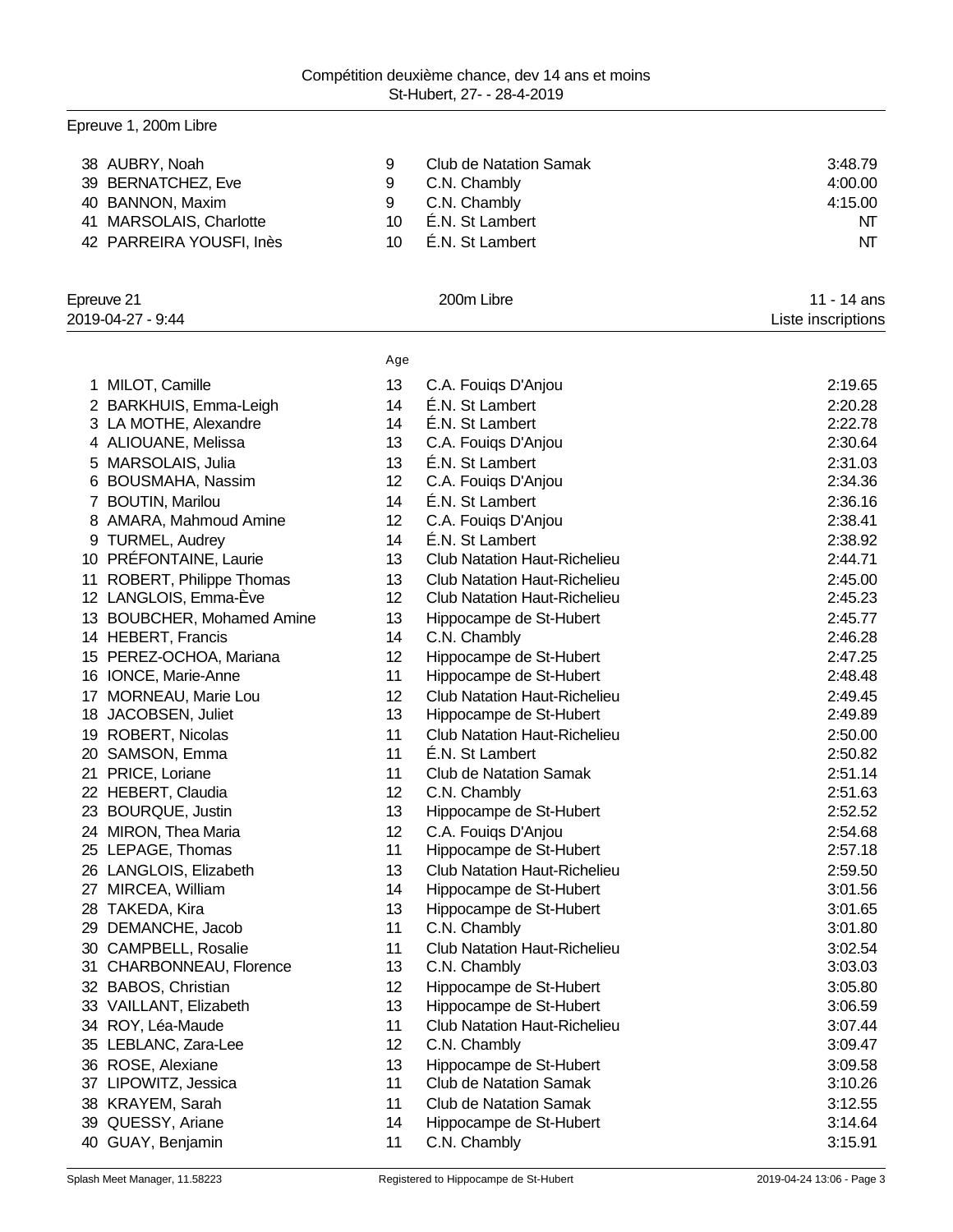Epreuve 1, 200m Libre

| | Nom | Age | Club | Temps |
|---|---|---|---|---|
| 38 | AUBRY, Noah | 9 | Club de Natation Samak | 3:48.79 |
| 39 | BERNATCHEZ, Eve | 9 | C.N. Chambly | 4:00.00 |
| 40 | BANNON, Maxim | 9 | C.N. Chambly | 4:15.00 |
| 41 | MARSOLAIS, Charlotte | 10 | É.N. St Lambert | NT |
| 42 | PARREIRA YOUSFI, Inès | 10 | É.N. St Lambert | NT |

## Epreuve 21 — 200m Libre — 11 - 14 ans

2019-04-27 - 9:44 — Liste inscriptions

| | Nom | Age | Club | Temps |
|---|---|---|---|---|
| 1 | MILOT, Camille | 13 | C.A. Fouiqs D'Anjou | 2:19.65 |
| 2 | BARKHUIS, Emma-Leigh | 14 | É.N. St Lambert | 2:20.28 |
| 3 | LA MOTHE, Alexandre | 14 | É.N. St Lambert | 2:22.78 |
| 4 | ALIOUANE, Melissa | 13 | C.A. Fouiqs D'Anjou | 2:30.64 |
| 5 | MARSOLAIS, Julia | 13 | É.N. St Lambert | 2:31.03 |
| 6 | BOUSMAHA, Nassim | 12 | C.A. Fouiqs D'Anjou | 2:34.36 |
| 7 | BOUTIN, Marilou | 14 | É.N. St Lambert | 2:36.16 |
| 8 | AMARA, Mahmoud Amine | 12 | C.A. Fouiqs D'Anjou | 2:38.41 |
| 9 | TURMEL, Audrey | 14 | É.N. St Lambert | 2:38.92 |
| 10 | PRÉFONTAINE, Laurie | 13 | Club Natation Haut-Richelieu | 2:44.71 |
| 11 | ROBERT, Philippe Thomas | 13 | Club Natation Haut-Richelieu | 2:45.00 |
| 12 | LANGLOIS, Emma-Ève | 12 | Club Natation Haut-Richelieu | 2:45.23 |
| 13 | BOUBCHER, Mohamed Amine | 13 | Hippocampe de St-Hubert | 2:45.77 |
| 14 | HEBERT, Francis | 14 | C.N. Chambly | 2:46.28 |
| 15 | PEREZ-OCHOA, Mariana | 12 | Hippocampe de St-Hubert | 2:47.25 |
| 16 | IONCE, Marie-Anne | 11 | Hippocampe de St-Hubert | 2:48.48 |
| 17 | MORNEAU, Marie Lou | 12 | Club Natation Haut-Richelieu | 2:49.45 |
| 18 | JACOBSEN, Juliet | 13 | Hippocampe de St-Hubert | 2:49.89 |
| 19 | ROBERT, Nicolas | 11 | Club Natation Haut-Richelieu | 2:50.00 |
| 20 | SAMSON, Emma | 11 | É.N. St Lambert | 2:50.82 |
| 21 | PRICE, Loriane | 11 | Club de Natation Samak | 2:51.14 |
| 22 | HEBERT, Claudia | 12 | C.N. Chambly | 2:51.63 |
| 23 | BOURQUE, Justin | 13 | Hippocampe de St-Hubert | 2:52.52 |
| 24 | MIRON, Thea Maria | 12 | C.A. Fouiqs D'Anjou | 2:54.68 |
| 25 | LEPAGE, Thomas | 11 | Hippocampe de St-Hubert | 2:57.18 |
| 26 | LANGLOIS, Elizabeth | 13 | Club Natation Haut-Richelieu | 2:59.50 |
| 27 | MIRCEA, William | 14 | Hippocampe de St-Hubert | 3:01.56 |
| 28 | TAKEDA, Kira | 13 | Hippocampe de St-Hubert | 3:01.65 |
| 29 | DEMANCHE, Jacob | 11 | C.N. Chambly | 3:01.80 |
| 30 | CAMPBELL, Rosalie | 11 | Club Natation Haut-Richelieu | 3:02.54 |
| 31 | CHARBONNEAU, Florence | 13 | C.N. Chambly | 3:03.03 |
| 32 | BABOS, Christian | 12 | Hippocampe de St-Hubert | 3:05.80 |
| 33 | VAILLANT, Elizabeth | 13 | Hippocampe de St-Hubert | 3:06.59 |
| 34 | ROY, Léa-Maude | 11 | Club Natation Haut-Richelieu | 3:07.44 |
| 35 | LEBLANC, Zara-Lee | 12 | C.N. Chambly | 3:09.47 |
| 36 | ROSE, Alexiane | 13 | Hippocampe de St-Hubert | 3:09.58 |
| 37 | LIPOWITZ, Jessica | 11 | Club de Natation Samak | 3:10.26 |
| 38 | KRAYEM, Sarah | 11 | Club de Natation Samak | 3:12.55 |
| 39 | QUESSY, Ariane | 14 | Hippocampe de St-Hubert | 3:14.64 |
| 40 | GUAY, Benjamin | 11 | C.N. Chambly | 3:15.91 |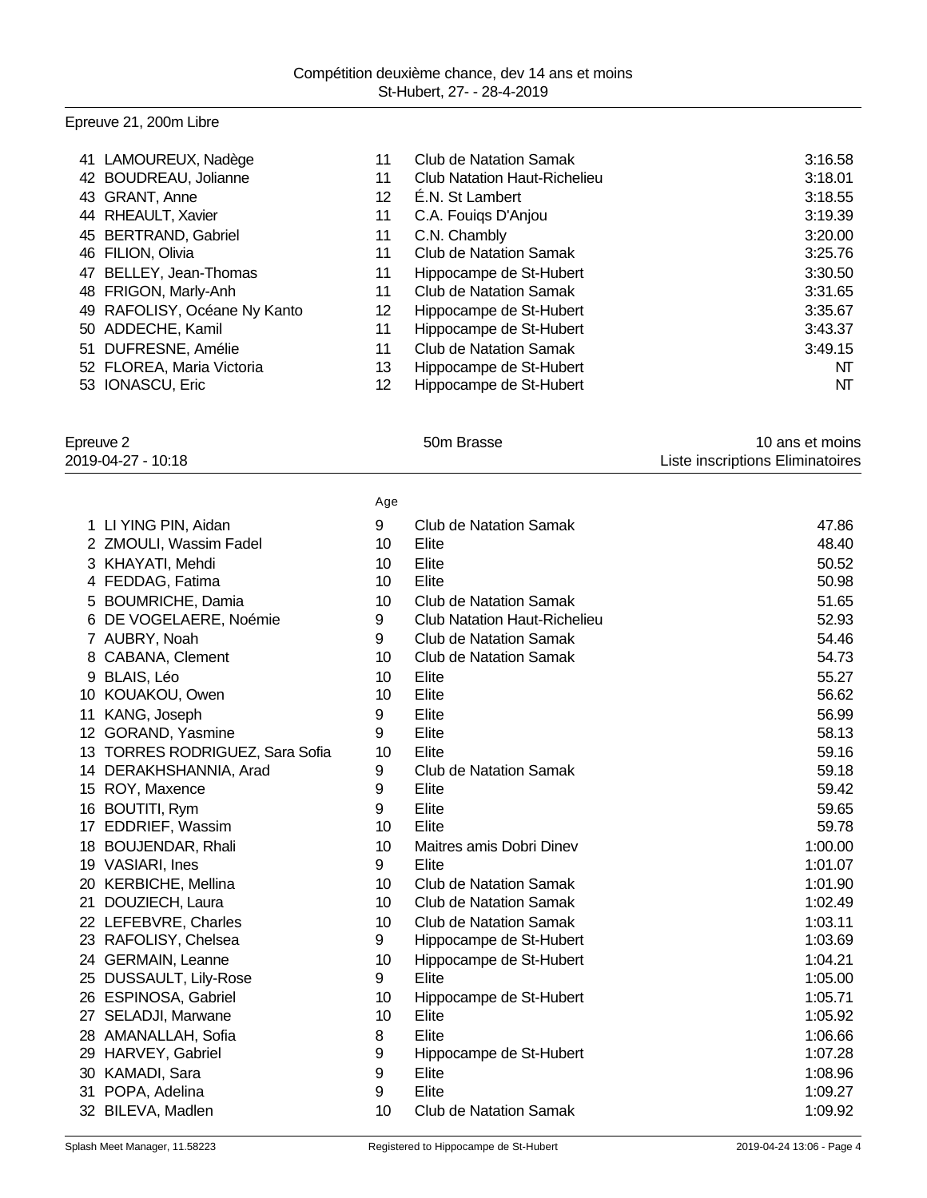Epreuve 21, 200m Libre

| | | | | |
|---|---|---|---|---|
| 41 | LAMOUREUX, Nadège | 11 | Club de Natation Samak | 3:16.58 |
| 42 | BOUDREAU, Jolianne | 11 | Club Natation Haut-Richelieu | 3:18.01 |
| 43 | GRANT, Anne | 12 | É.N. St Lambert | 3:18.55 |
| 44 | RHEAULT, Xavier | 11 | C.A. Fouiqs D'Anjou | 3:19.39 |
| 45 | BERTRAND, Gabriel | 11 | C.N. Chambly | 3:20.00 |
| 46 | FILION, Olivia | 11 | Club de Natation Samak | 3:25.76 |
| 47 | BELLEY, Jean-Thomas | 11 | Hippocampe de St-Hubert | 3:30.50 |
| 48 | FRIGON, Marly-Anh | 11 | Club de Natation Samak | 3:31.65 |
| 49 | RAFOLISY, Océane Ny Kanto | 12 | Hippocampe de St-Hubert | 3:35.67 |
| 50 | ADDECHE, Kamil | 11 | Hippocampe de St-Hubert | 3:43.37 |
| 51 | DUFRESNE, Amélie | 11 | Club de Natation Samak | 3:49.15 |
| 52 | FLOREA, Maria Victoria | 13 | Hippocampe de St-Hubert | NT |
| 53 | IONASCU, Eric | 12 | Hippocampe de St-Hubert | NT |

Epreuve 2 — 50m Brasse — 10 ans et moins
2019-04-27 - 10:18 — Liste inscriptions Eliminatoires

| | | Age | | |
|---|---|---|---|---|
| 1 | LI YING PIN, Aidan | 9 | Club de Natation Samak | 47.86 |
| 2 | ZMOULI, Wassim Fadel | 10 | Elite | 48.40 |
| 3 | KHAYATI, Mehdi | 10 | Elite | 50.52 |
| 4 | FEDDAG, Fatima | 10 | Elite | 50.98 |
| 5 | BOUMRICHE, Damia | 10 | Club de Natation Samak | 51.65 |
| 6 | DE VOGELAERE, Noémie | 9 | Club Natation Haut-Richelieu | 52.93 |
| 7 | AUBRY, Noah | 9 | Club de Natation Samak | 54.46 |
| 8 | CABANA, Clement | 10 | Club de Natation Samak | 54.73 |
| 9 | BLAIS, Léo | 10 | Elite | 55.27 |
| 10 | KOUAKOU, Owen | 10 | Elite | 56.62 |
| 11 | KANG, Joseph | 9 | Elite | 56.99 |
| 12 | GORAND, Yasmine | 9 | Elite | 58.13 |
| 13 | TORRES RODRIGUEZ, Sara Sofia | 10 | Elite | 59.16 |
| 14 | DERAKHSHANNIA, Arad | 9 | Club de Natation Samak | 59.18 |
| 15 | ROY, Maxence | 9 | Elite | 59.42 |
| 16 | BOUTITI, Rym | 9 | Elite | 59.65 |
| 17 | EDDRIEF, Wassim | 10 | Elite | 59.78 |
| 18 | BOUJENDAR, Rhali | 10 | Maitres amis Dobri Dinev | 1:00.00 |
| 19 | VASIARI, Ines | 9 | Elite | 1:01.07 |
| 20 | KERBICHE, Mellina | 10 | Club de Natation Samak | 1:01.90 |
| 21 | DOUZIECH, Laura | 10 | Club de Natation Samak | 1:02.49 |
| 22 | LEFEBVRE, Charles | 10 | Club de Natation Samak | 1:03.11 |
| 23 | RAFOLISY, Chelsea | 9 | Hippocampe de St-Hubert | 1:03.69 |
| 24 | GERMAIN, Leanne | 10 | Hippocampe de St-Hubert | 1:04.21 |
| 25 | DUSSAULT, Lily-Rose | 9 | Elite | 1:05.00 |
| 26 | ESPINOSA, Gabriel | 10 | Hippocampe de St-Hubert | 1:05.71 |
| 27 | SELADJI, Marwane | 10 | Elite | 1:05.92 |
| 28 | AMANALLAH, Sofia | 8 | Elite | 1:06.66 |
| 29 | HARVEY, Gabriel | 9 | Hippocampe de St-Hubert | 1:07.28 |
| 30 | KAMADI, Sara | 9 | Elite | 1:08.96 |
| 31 | POPA, Adelina | 9 | Elite | 1:09.27 |
| 32 | BILEVA, Madlen | 10 | Club de Natation Samak | 1:09.92 |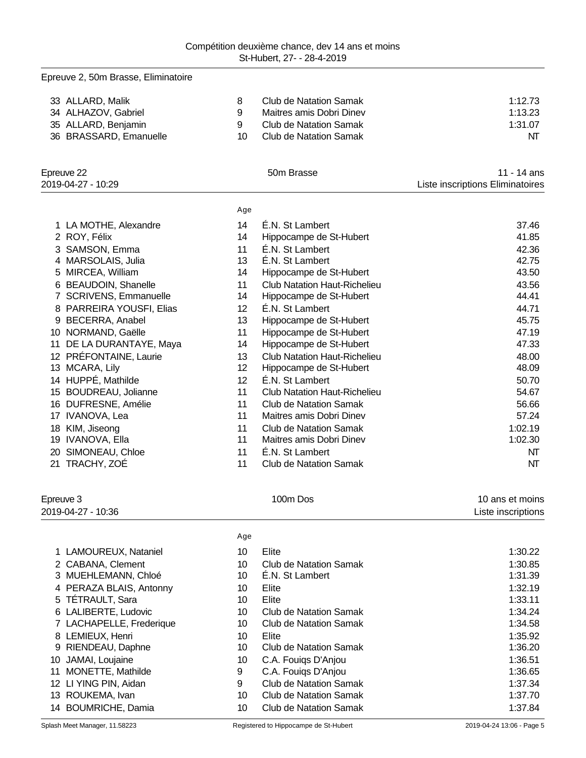Epreuve 2, 50m Brasse, Eliminatoire

| | | | | |
|---|---|---|---|---|
| 33 | ALLARD, Malik | 8 | Club de Natation Samak | 1:12.73 |
| 34 | ALHAZOV, Gabriel | 9 | Maitres amis Dobri Dinev | 1:13.23 |
| 35 | ALLARD, Benjamin | 9 | Club de Natation Samak | 1:31.07 |
| 36 | BRASSARD, Emanuelle | 10 | Club de Natation Samak | NT |

## Epreuve 22 — 50m Brasse — 11 - 14 ans

2019-04-27 - 10:29 — Liste inscriptions Eliminatoires

| | | Age | | |
|---|---|---|---|---|
| 1 | LA MOTHE, Alexandre | 14 | É.N. St Lambert | 37.46 |
| 2 | ROY, Félix | 14 | Hippocampe de St-Hubert | 41.85 |
| 3 | SAMSON, Emma | 11 | É.N. St Lambert | 42.36 |
| 4 | MARSOLAIS, Julia | 13 | É.N. St Lambert | 42.75 |
| 5 | MIRCEA, William | 14 | Hippocampe de St-Hubert | 43.50 |
| 6 | BEAUDOIN, Shanelle | 11 | Club Natation Haut-Richelieu | 43.56 |
| 7 | SCRIVENS, Emmanuelle | 14 | Hippocampe de St-Hubert | 44.41 |
| 8 | PARREIRA YOUSFI, Elias | 12 | É.N. St Lambert | 44.71 |
| 9 | BECERRA, Anabel | 13 | Hippocampe de St-Hubert | 45.75 |
| 10 | NORMAND, Gaëlle | 11 | Hippocampe de St-Hubert | 47.19 |
| 11 | DE LA DURANTAYE, Maya | 14 | Hippocampe de St-Hubert | 47.33 |
| 12 | PRÉFONTAINE, Laurie | 13 | Club Natation Haut-Richelieu | 48.00 |
| 13 | MCARA, Lily | 12 | Hippocampe de St-Hubert | 48.09 |
| 14 | HUPPÉ, Mathilde | 12 | É.N. St Lambert | 50.70 |
| 15 | BOUDREAU, Jolianne | 11 | Club Natation Haut-Richelieu | 54.67 |
| 16 | DUFRESNE, Amélie | 11 | Club de Natation Samak | 56.66 |
| 17 | IVANOVA, Lea | 11 | Maitres amis Dobri Dinev | 57.24 |
| 18 | KIM, Jiseong | 11 | Club de Natation Samak | 1:02.19 |
| 19 | IVANOVA, Ella | 11 | Maitres amis Dobri Dinev | 1:02.30 |
| 20 | SIMONEAU, Chloe | 11 | É.N. St Lambert | NT |
| 21 | TRACHY, ZOÉ | 11 | Club de Natation Samak | NT |

## Epreuve 3 — 100m Dos — 10 ans et moins

2019-04-27 - 10:36 — Liste inscriptions

| | | Age | | |
|---|---|---|---|---|
| 1 | LAMOUREUX, Nataniel | 10 | Elite | 1:30.22 |
| 2 | CABANA, Clement | 10 | Club de Natation Samak | 1:30.85 |
| 3 | MUEHLEMANN, Chloé | 10 | É.N. St Lambert | 1:31.39 |
| 4 | PERAZA BLAIS, Antonny | 10 | Elite | 1:32.19 |
| 5 | TÉTRAULT, Sara | 10 | Elite | 1:33.11 |
| 6 | LALIBERTE, Ludovic | 10 | Club de Natation Samak | 1:34.24 |
| 7 | LACHAPELLE, Frederique | 10 | Club de Natation Samak | 1:34.58 |
| 8 | LEMIEUX, Henri | 10 | Elite | 1:35.92 |
| 9 | RIENDEAU, Daphne | 10 | Club de Natation Samak | 1:36.20 |
| 10 | JAMAI, Loujaine | 10 | C.A. Fouiqs D'Anjou | 1:36.51 |
| 11 | MONETTE, Mathilde | 9 | C.A. Fouiqs D'Anjou | 1:36.65 |
| 12 | LI YING PIN, Aidan | 9 | Club de Natation Samak | 1:37.34 |
| 13 | ROUKEMA, Ivan | 10 | Club de Natation Samak | 1:37.70 |
| 14 | BOUMRICHE, Damia | 10 | Club de Natation Samak | 1:37.84 |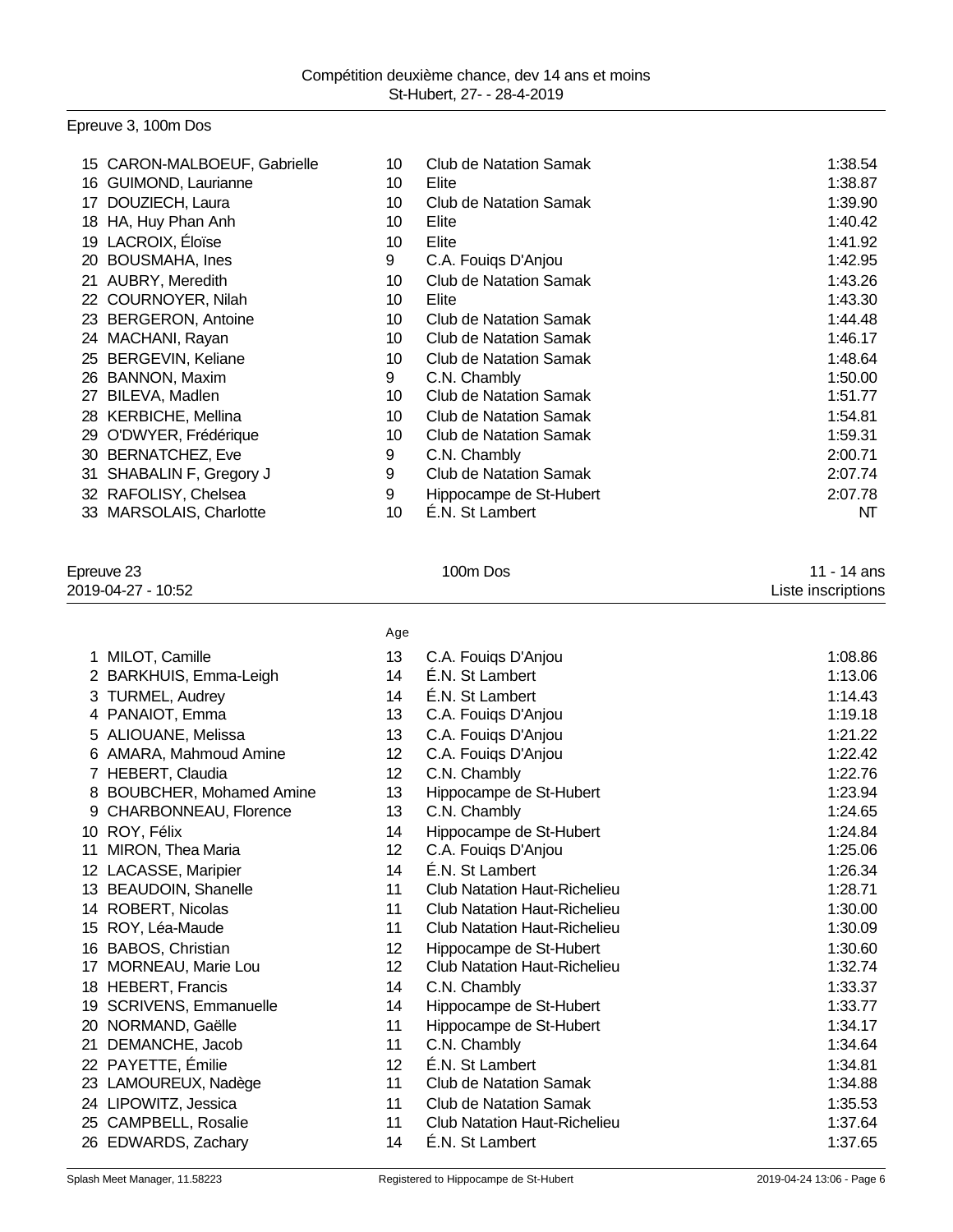Epreuve 3, 100m Dos

| | Nom | Age | Club | Temps |
|---|---|---|---|---|
| 15 | CARON-MALBOEUF, Gabrielle | 10 | Club de Natation Samak | 1:38.54 |
| 16 | GUIMOND, Laurianne | 10 | Elite | 1:38.87 |
| 17 | DOUZIECH, Laura | 10 | Club de Natation Samak | 1:39.90 |
| 18 | HA, Huy Phan Anh | 10 | Elite | 1:40.42 |
| 19 | LACROIX, Éloïse | 10 | Elite | 1:41.92 |
| 20 | BOUSMAHA, Ines | 9 | C.A. Fouiqs D'Anjou | 1:42.95 |
| 21 | AUBRY, Meredith | 10 | Club de Natation Samak | 1:43.26 |
| 22 | COURNOYER, Nilah | 10 | Elite | 1:43.30 |
| 23 | BERGERON, Antoine | 10 | Club de Natation Samak | 1:44.48 |
| 24 | MACHANI, Rayan | 10 | Club de Natation Samak | 1:46.17 |
| 25 | BERGEVIN, Keliane | 10 | Club de Natation Samak | 1:48.64 |
| 26 | BANNON, Maxim | 9 | C.N. Chambly | 1:50.00 |
| 27 | BILEVA, Madlen | 10 | Club de Natation Samak | 1:51.77 |
| 28 | KERBICHE, Mellina | 10 | Club de Natation Samak | 1:54.81 |
| 29 | O'DWYER, Frédérique | 10 | Club de Natation Samak | 1:59.31 |
| 30 | BERNATCHEZ, Eve | 9 | C.N. Chambly | 2:00.71 |
| 31 | SHABALIN F, Gregory J | 9 | Club de Natation Samak | 2:07.74 |
| 32 | RAFOLISY, Chelsea | 9 | Hippocampe de St-Hubert | 2:07.78 |
| 33 | MARSOLAIS, Charlotte | 10 | É.N. St Lambert | NT |

Epreuve 23 — 100m Dos — 11 - 14 ans
2019-04-27 - 10:52 — Liste inscriptions

| | Nom | Age | Club | Temps |
|---|---|---|---|---|
| 1 | MILOT, Camille | 13 | C.A. Fouiqs D'Anjou | 1:08.86 |
| 2 | BARKHUIS, Emma-Leigh | 14 | É.N. St Lambert | 1:13.06 |
| 3 | TURMEL, Audrey | 14 | É.N. St Lambert | 1:14.43 |
| 4 | PANAIOT, Emma | 13 | C.A. Fouiqs D'Anjou | 1:19.18 |
| 5 | ALIOUANE, Melissa | 13 | C.A. Fouiqs D'Anjou | 1:21.22 |
| 6 | AMARA, Mahmoud Amine | 12 | C.A. Fouiqs D'Anjou | 1:22.42 |
| 7 | HEBERT, Claudia | 12 | C.N. Chambly | 1:22.76 |
| 8 | BOUBCHER, Mohamed Amine | 13 | Hippocampe de St-Hubert | 1:23.94 |
| 9 | CHARBONNEAU, Florence | 13 | C.N. Chambly | 1:24.65 |
| 10 | ROY, Félix | 14 | Hippocampe de St-Hubert | 1:24.84 |
| 11 | MIRON, Thea Maria | 12 | C.A. Fouiqs D'Anjou | 1:25.06 |
| 12 | LACASSE, Maripier | 14 | É.N. St Lambert | 1:26.34 |
| 13 | BEAUDOIN, Shanelle | 11 | Club Natation Haut-Richelieu | 1:28.71 |
| 14 | ROBERT, Nicolas | 11 | Club Natation Haut-Richelieu | 1:30.00 |
| 15 | ROY, Léa-Maude | 11 | Club Natation Haut-Richelieu | 1:30.09 |
| 16 | BABOS, Christian | 12 | Hippocampe de St-Hubert | 1:30.60 |
| 17 | MORNEAU, Marie Lou | 12 | Club Natation Haut-Richelieu | 1:32.74 |
| 18 | HEBERT, Francis | 14 | C.N. Chambly | 1:33.37 |
| 19 | SCRIVENS, Emmanuelle | 14 | Hippocampe de St-Hubert | 1:33.77 |
| 20 | NORMAND, Gaëlle | 11 | Hippocampe de St-Hubert | 1:34.17 |
| 21 | DEMANCHE, Jacob | 11 | C.N. Chambly | 1:34.64 |
| 22 | PAYETTE, Émilie | 12 | É.N. St Lambert | 1:34.81 |
| 23 | LAMOUREUX, Nadège | 11 | Club de Natation Samak | 1:34.88 |
| 24 | LIPOWITZ, Jessica | 11 | Club de Natation Samak | 1:35.53 |
| 25 | CAMPBELL, Rosalie | 11 | Club Natation Haut-Richelieu | 1:37.64 |
| 26 | EDWARDS, Zachary | 14 | É.N. St Lambert | 1:37.65 |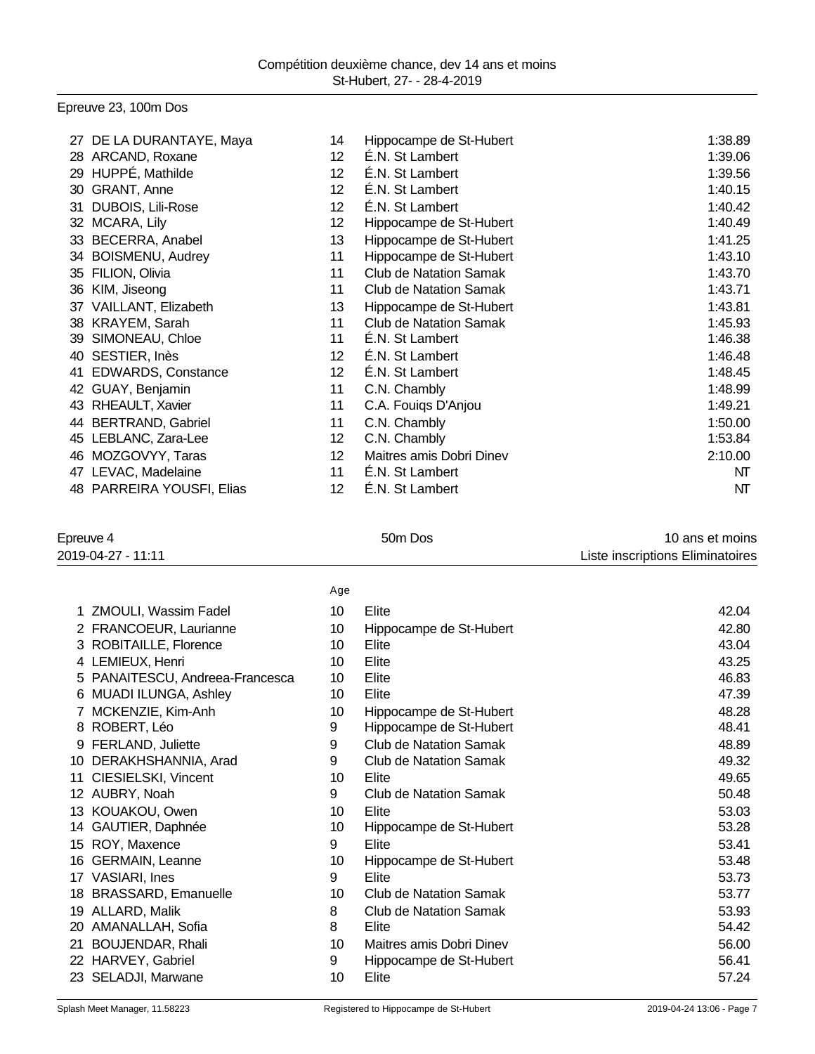Compétition deuxième chance, dev 14 ans et moins
St-Hubert, 27- - 28-4-2019

Epreuve 23, 100m Dos

| | | | | |
|---|---|---|---|---|
| 27 | DE LA DURANTAYE, Maya | 14 | Hippocampe de St-Hubert | 1:38.89 |
| 28 | ARCAND, Roxane | 12 | É.N. St Lambert | 1:39.06 |
| 29 | HUPPÉ, Mathilde | 12 | É.N. St Lambert | 1:39.56 |
| 30 | GRANT, Anne | 12 | É.N. St Lambert | 1:40.15 |
| 31 | DUBOIS, Lili-Rose | 12 | É.N. St Lambert | 1:40.42 |
| 32 | MCARA, Lily | 12 | Hippocampe de St-Hubert | 1:40.49 |
| 33 | BECERRA, Anabel | 13 | Hippocampe de St-Hubert | 1:41.25 |
| 34 | BOISMENU, Audrey | 11 | Hippocampe de St-Hubert | 1:43.10 |
| 35 | FILION, Olivia | 11 | Club de Natation Samak | 1:43.70 |
| 36 | KIM, Jiseong | 11 | Club de Natation Samak | 1:43.71 |
| 37 | VAILLANT, Elizabeth | 13 | Hippocampe de St-Hubert | 1:43.81 |
| 38 | KRAYEM, Sarah | 11 | Club de Natation Samak | 1:45.93 |
| 39 | SIMONEAU, Chloe | 11 | É.N. St Lambert | 1:46.38 |
| 40 | SESTIER, Inès | 12 | É.N. St Lambert | 1:46.48 |
| 41 | EDWARDS, Constance | 12 | É.N. St Lambert | 1:48.45 |
| 42 | GUAY, Benjamin | 11 | C.N. Chambly | 1:48.99 |
| 43 | RHEAULT, Xavier | 11 | C.A. Fouiqs D'Anjou | 1:49.21 |
| 44 | BERTRAND, Gabriel | 11 | C.N. Chambly | 1:50.00 |
| 45 | LEBLANC, Zara-Lee | 12 | C.N. Chambly | 1:53.84 |
| 46 | MOZGOVYY, Taras | 12 | Maitres amis Dobri Dinev | 2:10.00 |
| 47 | LEVAC, Madelaine | 11 | É.N. St Lambert | NT |
| 48 | PARREIRA YOUSFI, Elias | 12 | É.N. St Lambert | NT |

Epreuve 4 — 50m Dos — 10 ans et moins
2019-04-27 - 11:11 — Liste inscriptions Eliminatoires

| | | Age | | |
|---|---|---|---|---|
| 1 | ZMOULI, Wassim Fadel | 10 | Elite | 42.04 |
| 2 | FRANCOEUR, Laurianne | 10 | Hippocampe de St-Hubert | 42.80 |
| 3 | ROBITAILLE, Florence | 10 | Elite | 43.04 |
| 4 | LEMIEUX, Henri | 10 | Elite | 43.25 |
| 5 | PANAITESCU, Andreea-Francesca | 10 | Elite | 46.83 |
| 6 | MUADI ILUNGA, Ashley | 10 | Elite | 47.39 |
| 7 | MCKENZIE, Kim-Anh | 10 | Hippocampe de St-Hubert | 48.28 |
| 8 | ROBERT, Léo | 9 | Hippocampe de St-Hubert | 48.41 |
| 9 | FERLAND, Juliette | 9 | Club de Natation Samak | 48.89 |
| 10 | DERAKHSHANNIA, Arad | 9 | Club de Natation Samak | 49.32 |
| 11 | CIESIELSKI, Vincent | 10 | Elite | 49.65 |
| 12 | AUBRY, Noah | 9 | Club de Natation Samak | 50.48 |
| 13 | KOUAKOU, Owen | 10 | Elite | 53.03 |
| 14 | GAUTIER, Daphnée | 10 | Hippocampe de St-Hubert | 53.28 |
| 15 | ROY, Maxence | 9 | Elite | 53.41 |
| 16 | GERMAIN, Leanne | 10 | Hippocampe de St-Hubert | 53.48 |
| 17 | VASIARI, Ines | 9 | Elite | 53.73 |
| 18 | BRASSARD, Emanuelle | 10 | Club de Natation Samak | 53.77 |
| 19 | ALLARD, Malik | 8 | Club de Natation Samak | 53.93 |
| 20 | AMANALLAH, Sofia | 8 | Elite | 54.42 |
| 21 | BOUJENDAR, Rhali | 10 | Maitres amis Dobri Dinev | 56.00 |
| 22 | HARVEY, Gabriel | 9 | Hippocampe de St-Hubert | 56.41 |
| 23 | SELADJI, Marwane | 10 | Elite | 57.24 |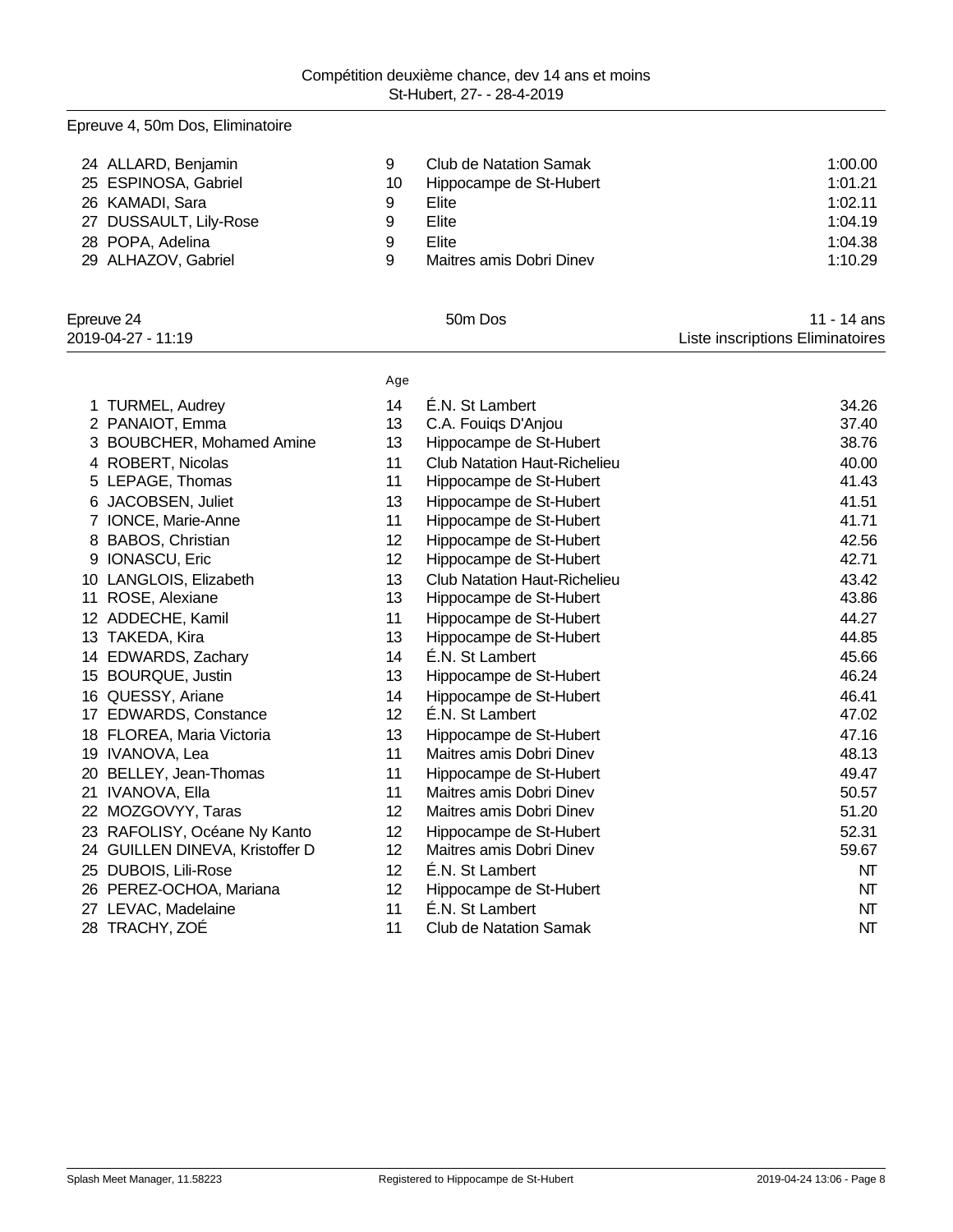## Epreuve 4, 50m Dos, Eliminatoire

| | | | | |
|---|---|---|---|---|
| 24 | ALLARD, Benjamin | 9 | Club de Natation Samak | 1:00.00 |
| 25 | ESPINOSA, Gabriel | 10 | Hippocampe de St-Hubert | 1:01.21 |
| 26 | KAMADI, Sara | 9 | Elite | 1:02.11 |
| 27 | DUSSAULT, Lily-Rose | 9 | Elite | 1:04.19 |
| 28 | POPA, Adelina | 9 | Elite | 1:04.38 |
| 29 | ALHAZOV, Gabriel | 9 | Maitres amis Dobri Dinev | 1:10.29 |

## Epreuve 24 — 50m Dos — 11 - 14 ans

2019-04-27 - 11:19 — Liste inscriptions Eliminatoires

| | | Age | | |
|---|---|---|---|---|
| 1 | TURMEL, Audrey | 14 | É.N. St Lambert | 34.26 |
| 2 | PANAIOT, Emma | 13 | C.A. Fouiqs D'Anjou | 37.40 |
| 3 | BOUBCHER, Mohamed Amine | 13 | Hippocampe de St-Hubert | 38.76 |
| 4 | ROBERT, Nicolas | 11 | Club Natation Haut-Richelieu | 40.00 |
| 5 | LEPAGE, Thomas | 11 | Hippocampe de St-Hubert | 41.43 |
| 6 | JACOBSEN, Juliet | 13 | Hippocampe de St-Hubert | 41.51 |
| 7 | IONCE, Marie-Anne | 11 | Hippocampe de St-Hubert | 41.71 |
| 8 | BABOS, Christian | 12 | Hippocampe de St-Hubert | 42.56 |
| 9 | IONASCU, Eric | 12 | Hippocampe de St-Hubert | 42.71 |
| 10 | LANGLOIS, Elizabeth | 13 | Club Natation Haut-Richelieu | 43.42 |
| 11 | ROSE, Alexiane | 13 | Hippocampe de St-Hubert | 43.86 |
| 12 | ADDECHE, Kamil | 11 | Hippocampe de St-Hubert | 44.27 |
| 13 | TAKEDA, Kira | 13 | Hippocampe de St-Hubert | 44.85 |
| 14 | EDWARDS, Zachary | 14 | É.N. St Lambert | 45.66 |
| 15 | BOURQUE, Justin | 13 | Hippocampe de St-Hubert | 46.24 |
| 16 | QUESSY, Ariane | 14 | Hippocampe de St-Hubert | 46.41 |
| 17 | EDWARDS, Constance | 12 | É.N. St Lambert | 47.02 |
| 18 | FLOREA, Maria Victoria | 13 | Hippocampe de St-Hubert | 47.16 |
| 19 | IVANOVA, Lea | 11 | Maitres amis Dobri Dinev | 48.13 |
| 20 | BELLEY, Jean-Thomas | 11 | Hippocampe de St-Hubert | 49.47 |
| 21 | IVANOVA, Ella | 11 | Maitres amis Dobri Dinev | 50.57 |
| 22 | MOZGOVYY, Taras | 12 | Maitres amis Dobri Dinev | 51.20 |
| 23 | RAFOLISY, Océane Ny Kanto | 12 | Hippocampe de St-Hubert | 52.31 |
| 24 | GUILLEN DINEVA, Kristoffer D | 12 | Maitres amis Dobri Dinev | 59.67 |
| 25 | DUBOIS, Lili-Rose | 12 | É.N. St Lambert | NT |
| 26 | PEREZ-OCHOA, Mariana | 12 | Hippocampe de St-Hubert | NT |
| 27 | LEVAC, Madelaine | 11 | É.N. St Lambert | NT |
| 28 | TRACHY, ZOÉ | 11 | Club de Natation Samak | NT |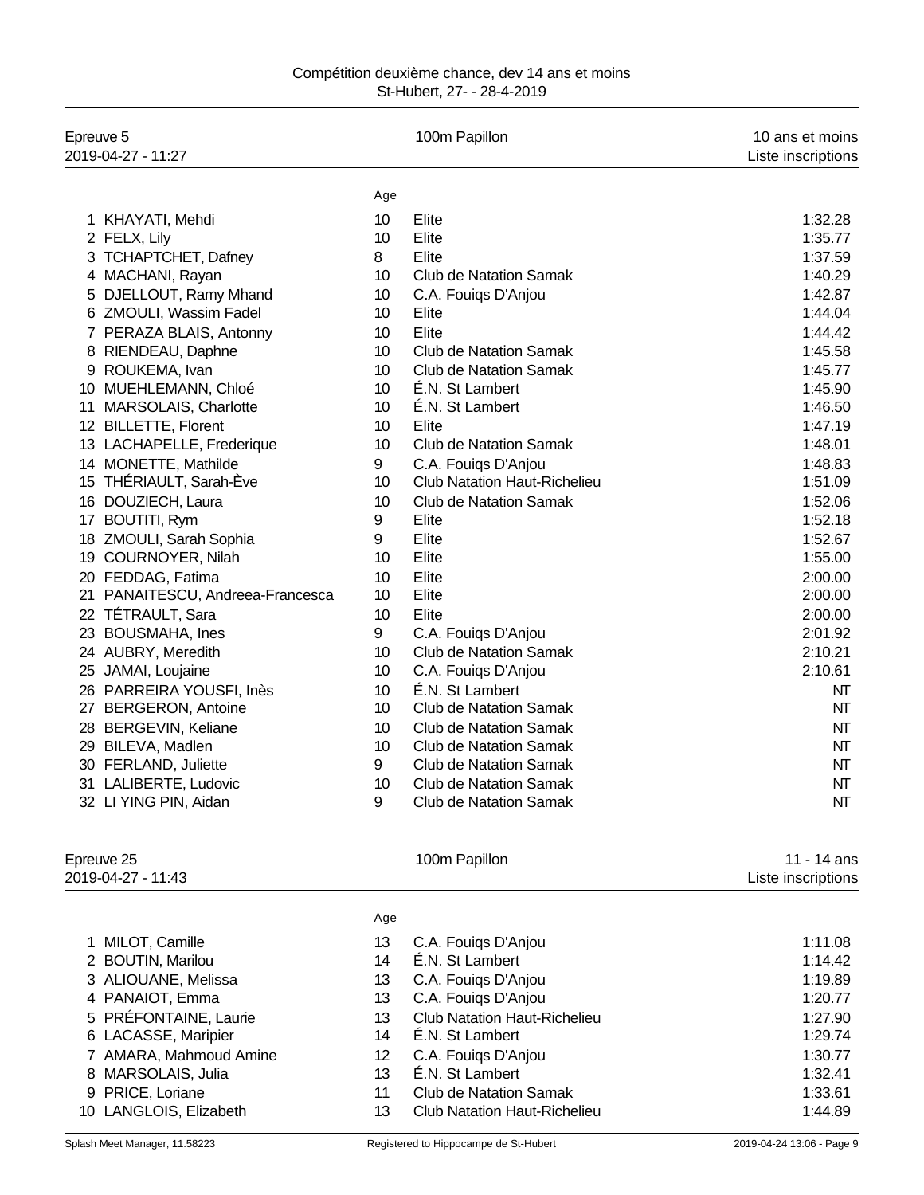Compétition deuxième chance, dev 14 ans et moins
St-Hubert, 27- - 28-4-2019

## Epreuve 5 — 100m Papillon — 10 ans et moins

2019-04-27 - 11:27 — Liste inscriptions

| | Nom | Age | Club | Temps |
|---|---|---|---|---|
| 1 | KHAYATI, Mehdi | 10 | Elite | 1:32.28 |
| 2 | FELX, Lily | 10 | Elite | 1:35.77 |
| 3 | TCHAPTCHET, Dafney | 8 | Elite | 1:37.59 |
| 4 | MACHANI, Rayan | 10 | Club de Natation Samak | 1:40.29 |
| 5 | DJELLOUT, Ramy Mhand | 10 | C.A. Fouiqs D'Anjou | 1:42.87 |
| 6 | ZMOULI, Wassim Fadel | 10 | Elite | 1:44.04 |
| 7 | PERAZA BLAIS, Antonny | 10 | Elite | 1:44.42 |
| 8 | RIENDEAU, Daphne | 10 | Club de Natation Samak | 1:45.58 |
| 9 | ROUKEMA, Ivan | 10 | Club de Natation Samak | 1:45.77 |
| 10 | MUEHLEMANN, Chloé | 10 | É.N. St Lambert | 1:45.90 |
| 11 | MARSOLAIS, Charlotte | 10 | É.N. St Lambert | 1:46.50 |
| 12 | BILLETTE, Florent | 10 | Elite | 1:47.19 |
| 13 | LACHAPELLE, Frederique | 10 | Club de Natation Samak | 1:48.01 |
| 14 | MONETTE, Mathilde | 9 | C.A. Fouiqs D'Anjou | 1:48.83 |
| 15 | THÉRIAULT, Sarah-Ève | 10 | Club Natation Haut-Richelieu | 1:51.09 |
| 16 | DOUZIECH, Laura | 10 | Club de Natation Samak | 1:52.06 |
| 17 | BOUTITI, Rym | 9 | Elite | 1:52.18 |
| 18 | ZMOULI, Sarah Sophia | 9 | Elite | 1:52.67 |
| 19 | COURNOYER, Nilah | 10 | Elite | 1:55.00 |
| 20 | FEDDAG, Fatima | 10 | Elite | 2:00.00 |
| 21 | PANAITESCU, Andreea-Francesca | 10 | Elite | 2:00.00 |
| 22 | TÉTRAULT, Sara | 10 | Elite | 2:00.00 |
| 23 | BOUSMAHA, Ines | 9 | C.A. Fouiqs D'Anjou | 2:01.92 |
| 24 | AUBRY, Meredith | 10 | Club de Natation Samak | 2:10.21 |
| 25 | JAMAI, Loujaine | 10 | C.A. Fouiqs D'Anjou | 2:10.61 |
| 26 | PARREIRA YOUSFI, Inès | 10 | É.N. St Lambert | NT |
| 27 | BERGERON, Antoine | 10 | Club de Natation Samak | NT |
| 28 | BERGEVIN, Keliane | 10 | Club de Natation Samak | NT |
| 29 | BILEVA, Madlen | 10 | Club de Natation Samak | NT |
| 30 | FERLAND, Juliette | 9 | Club de Natation Samak | NT |
| 31 | LALIBERTE, Ludovic | 10 | Club de Natation Samak | NT |
| 32 | LI YING PIN, Aidan | 9 | Club de Natation Samak | NT |

## Epreuve 25 — 100m Papillon — 11 - 14 ans

2019-04-27 - 11:43 — Liste inscriptions

| | Nom | Age | Club | Temps |
|---|---|---|---|---|
| 1 | MILOT, Camille | 13 | C.A. Fouiqs D'Anjou | 1:11.08 |
| 2 | BOUTIN, Marilou | 14 | É.N. St Lambert | 1:14.42 |
| 3 | ALIOUANE, Melissa | 13 | C.A. Fouiqs D'Anjou | 1:19.89 |
| 4 | PANAIOT, Emma | 13 | C.A. Fouiqs D'Anjou | 1:20.77 |
| 5 | PRÉFONTAINE, Laurie | 13 | Club Natation Haut-Richelieu | 1:27.90 |
| 6 | LACASSE, Maripier | 14 | É.N. St Lambert | 1:29.74 |
| 7 | AMARA, Mahmoud Amine | 12 | C.A. Fouiqs D'Anjou | 1:30.77 |
| 8 | MARSOLAIS, Julia | 13 | É.N. St Lambert | 1:32.41 |
| 9 | PRICE, Loriane | 11 | Club de Natation Samak | 1:33.61 |
| 10 | LANGLOIS, Elizabeth | 13 | Club Natation Haut-Richelieu | 1:44.89 |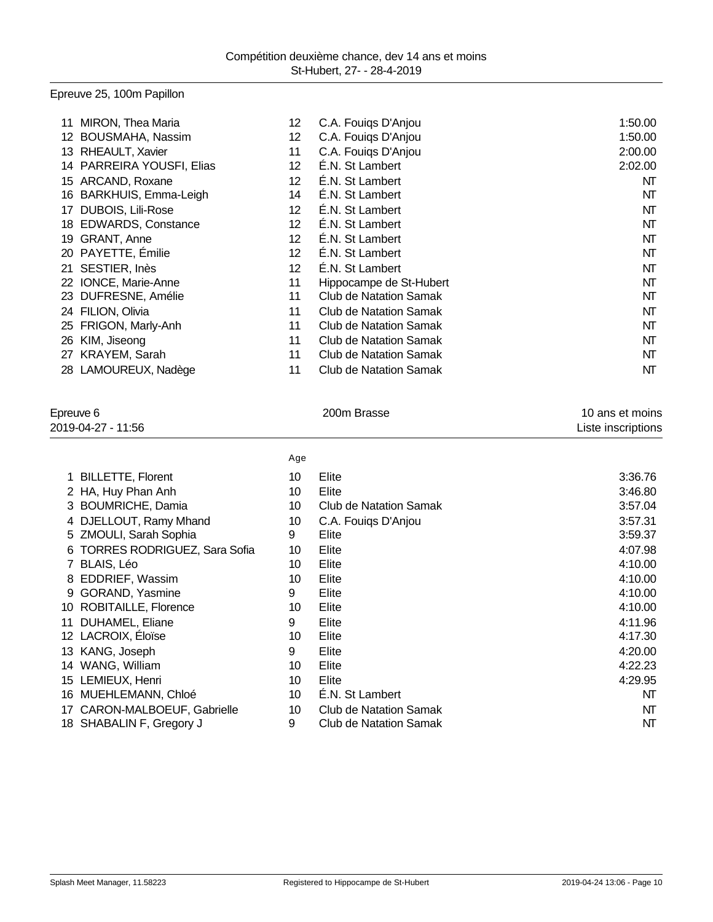Epreuve 25, 100m Papillon

| | Nom | Âge | Club | Temps |
|---|---|---|---|---|
| 11 | MIRON, Thea Maria | 12 | C.A. Fouiqs D'Anjou | 1:50.00 |
| 12 | BOUSMAHA, Nassim | 12 | C.A. Fouiqs D'Anjou | 1:50.00 |
| 13 | RHEAULT, Xavier | 11 | C.A. Fouiqs D'Anjou | 2:00.00 |
| 14 | PARREIRA YOUSFI, Elias | 12 | É.N. St Lambert | 2:02.00 |
| 15 | ARCAND, Roxane | 12 | É.N. St Lambert | NT |
| 16 | BARKHUIS, Emma-Leigh | 14 | É.N. St Lambert | NT |
| 17 | DUBOIS, Lili-Rose | 12 | É.N. St Lambert | NT |
| 18 | EDWARDS, Constance | 12 | É.N. St Lambert | NT |
| 19 | GRANT, Anne | 12 | É.N. St Lambert | NT |
| 20 | PAYETTE, Émilie | 12 | É.N. St Lambert | NT |
| 21 | SESTIER, Inès | 12 | É.N. St Lambert | NT |
| 22 | IONCE, Marie-Anne | 11 | Hippocampe de St-Hubert | NT |
| 23 | DUFRESNE, Amélie | 11 | Club de Natation Samak | NT |
| 24 | FILION, Olivia | 11 | Club de Natation Samak | NT |
| 25 | FRIGON, Marly-Anh | 11 | Club de Natation Samak | NT |
| 26 | KIM, Jiseong | 11 | Club de Natation Samak | NT |
| 27 | KRAYEM, Sarah | 11 | Club de Natation Samak | NT |
| 28 | LAMOUREUX, Nadège | 11 | Club de Natation Samak | NT |

Epreuve 6 — 200m Brasse — 10 ans et moins

2019-04-27 - 11:56 — Liste inscriptions

| | Nom | Age | Club | Temps |
|---|---|---|---|---|
| 1 | BILLETTE, Florent | 10 | Elite | 3:36.76 |
| 2 | HA, Huy Phan Anh | 10 | Elite | 3:46.80 |
| 3 | BOUMRICHE, Damia | 10 | Club de Natation Samak | 3:57.04 |
| 4 | DJELLOUT, Ramy Mhand | 10 | C.A. Fouiqs D'Anjou | 3:57.31 |
| 5 | ZMOULI, Sarah Sophia | 9 | Elite | 3:59.37 |
| 6 | TORRES RODRIGUEZ, Sara Sofia | 10 | Elite | 4:07.98 |
| 7 | BLAIS, Léo | 10 | Elite | 4:10.00 |
| 8 | EDDRIEF, Wassim | 10 | Elite | 4:10.00 |
| 9 | GORAND, Yasmine | 9 | Elite | 4:10.00 |
| 10 | ROBITAILLE, Florence | 10 | Elite | 4:10.00 |
| 11 | DUHAMEL, Eliane | 9 | Elite | 4:11.96 |
| 12 | LACROIX, Éloïse | 10 | Elite | 4:17.30 |
| 13 | KANG, Joseph | 9 | Elite | 4:20.00 |
| 14 | WANG, William | 10 | Elite | 4:22.23 |
| 15 | LEMIEUX, Henri | 10 | Elite | 4:29.95 |
| 16 | MUEHLEMANN, Chloé | 10 | É.N. St Lambert | NT |
| 17 | CARON-MALBOEUF, Gabrielle | 10 | Club de Natation Samak | NT |
| 18 | SHABALIN F, Gregory J | 9 | Club de Natation Samak | NT |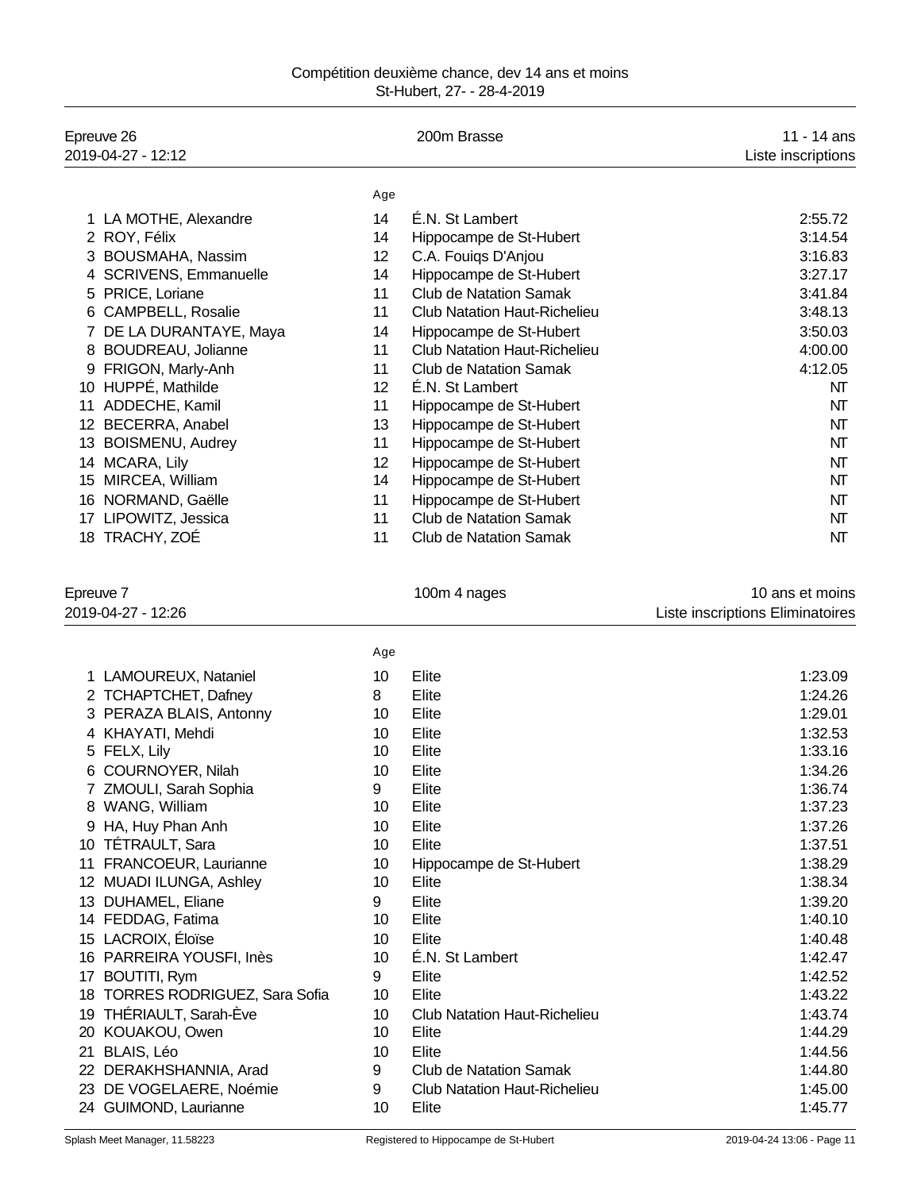Compétition deuxième chance, dev 14 ans et moins
St-Hubert, 27- - 28-4-2019

## Epreuve 26 — 200m Brasse — 11 - 14 ans

2019-04-27 - 12:12 — Liste inscriptions

| | Nom | Age | Club | Temps |
|---|---|---|---|---|
| 1 | LA MOTHE, Alexandre | 14 | É.N. St Lambert | 2:55.72 |
| 2 | ROY, Félix | 14 | Hippocampe de St-Hubert | 3:14.54 |
| 3 | BOUSMAHA, Nassim | 12 | C.A. Fouiqs D'Anjou | 3:16.83 |
| 4 | SCRIVENS, Emmanuelle | 14 | Hippocampe de St-Hubert | 3:27.17 |
| 5 | PRICE, Loriane | 11 | Club de Natation Samak | 3:41.84 |
| 6 | CAMPBELL, Rosalie | 11 | Club Natation Haut-Richelieu | 3:48.13 |
| 7 | DE LA DURANTAYE, Maya | 14 | Hippocampe de St-Hubert | 3:50.03 |
| 8 | BOUDREAU, Jolianne | 11 | Club Natation Haut-Richelieu | 4:00.00 |
| 9 | FRIGON, Marly-Anh | 11 | Club de Natation Samak | 4:12.05 |
| 10 | HUPPÉ, Mathilde | 12 | É.N. St Lambert | NT |
| 11 | ADDECHE, Kamil | 11 | Hippocampe de St-Hubert | NT |
| 12 | BECERRA, Anabel | 13 | Hippocampe de St-Hubert | NT |
| 13 | BOISMENU, Audrey | 11 | Hippocampe de St-Hubert | NT |
| 14 | MCARA, Lily | 12 | Hippocampe de St-Hubert | NT |
| 15 | MIRCEA, William | 14 | Hippocampe de St-Hubert | NT |
| 16 | NORMAND, Gaëlle | 11 | Hippocampe de St-Hubert | NT |
| 17 | LIPOWITZ, Jessica | 11 | Club de Natation Samak | NT |
| 18 | TRACHY, ZOÉ | 11 | Club de Natation Samak | NT |

## Epreuve 7 — 100m 4 nages — 10 ans et moins

2019-04-27 - 12:26 — Liste inscriptions Eliminatoires

| | Nom | Age | Club | Temps |
|---|---|---|---|---|
| 1 | LAMOUREUX, Nataniel | 10 | Elite | 1:23.09 |
| 2 | TCHAPTCHET, Dafney | 8 | Elite | 1:24.26 |
| 3 | PERAZA BLAIS, Antonny | 10 | Elite | 1:29.01 |
| 4 | KHAYATI, Mehdi | 10 | Elite | 1:32.53 |
| 5 | FELX, Lily | 10 | Elite | 1:33.16 |
| 6 | COURNOYER, Nilah | 10 | Elite | 1:34.26 |
| 7 | ZMOULI, Sarah Sophia | 9 | Elite | 1:36.74 |
| 8 | WANG, William | 10 | Elite | 1:37.23 |
| 9 | HA, Huy Phan Anh | 10 | Elite | 1:37.26 |
| 10 | TÉTRAULT, Sara | 10 | Elite | 1:37.51 |
| 11 | FRANCOEUR, Laurianne | 10 | Hippocampe de St-Hubert | 1:38.29 |
| 12 | MUADI ILUNGA, Ashley | 10 | Elite | 1:38.34 |
| 13 | DUHAMEL, Eliane | 9 | Elite | 1:39.20 |
| 14 | FEDDAG, Fatima | 10 | Elite | 1:40.10 |
| 15 | LACROIX, Éloïse | 10 | Elite | 1:40.48 |
| 16 | PARREIRA YOUSFI, Inès | 10 | É.N. St Lambert | 1:42.47 |
| 17 | BOUTITI, Rym | 9 | Elite | 1:42.52 |
| 18 | TORRES RODRIGUEZ, Sara Sofia | 10 | Elite | 1:43.22 |
| 19 | THÉRIAULT, Sarah-Ève | 10 | Club Natation Haut-Richelieu | 1:43.74 |
| 20 | KOUAKOU, Owen | 10 | Elite | 1:44.29 |
| 21 | BLAIS, Léo | 10 | Elite | 1:44.56 |
| 22 | DERAKHSHANNIA, Arad | 9 | Club de Natation Samak | 1:44.80 |
| 23 | DE VOGELAERE, Noémie | 9 | Club Natation Haut-Richelieu | 1:45.00 |
| 24 | GUIMOND, Laurianne | 10 | Elite | 1:45.77 |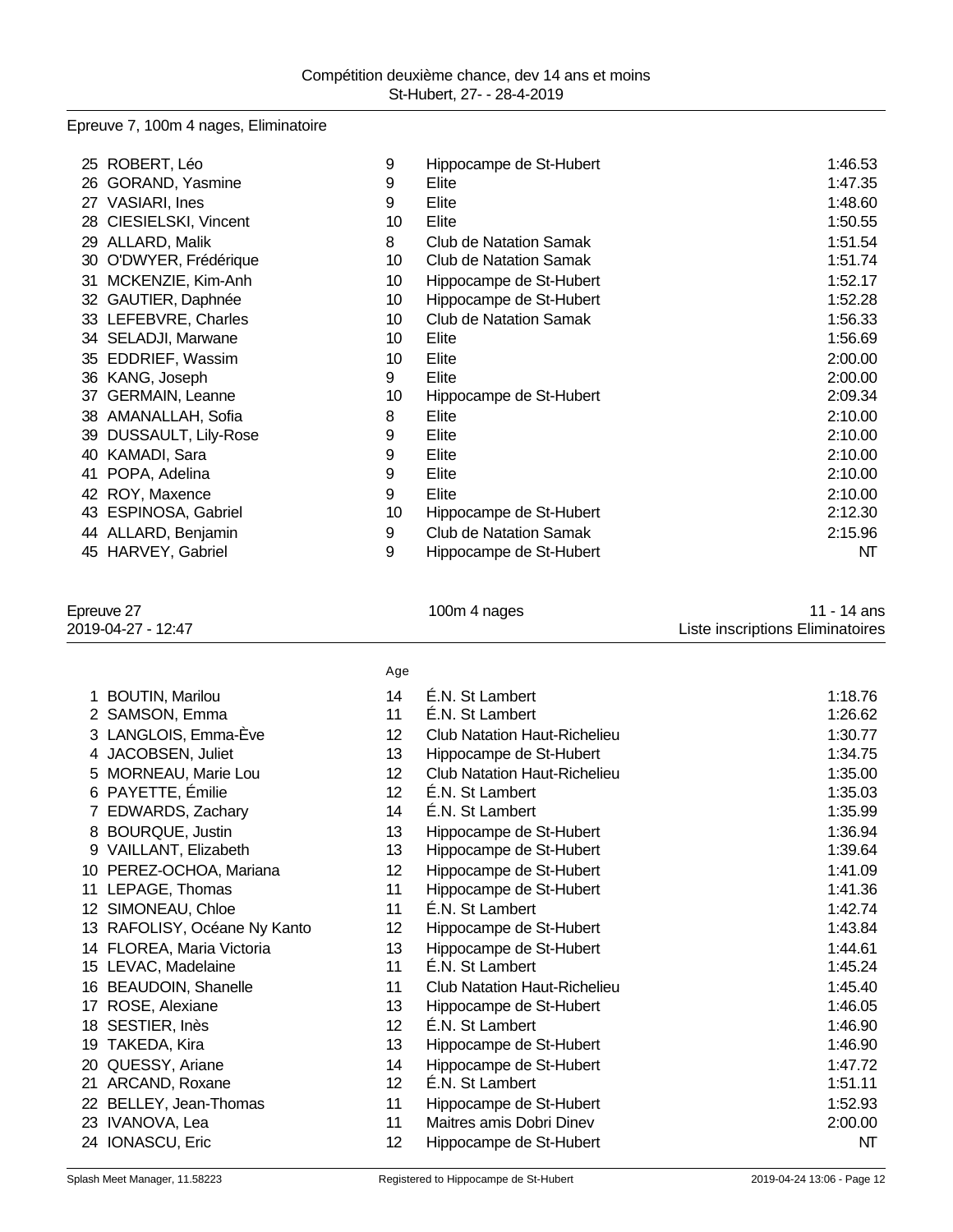Compétition deuxième chance, dev 14 ans et moins
St-Hubert, 27- - 28-4-2019

Epreuve 7, 100m 4 nages, Eliminatoire

| | Nom | Age | Club | Temps |
|---|---|---|---|---|
| 25 | ROBERT, Léo | 9 | Hippocampe de St-Hubert | 1:46.53 |
| 26 | GORAND, Yasmine | 9 | Elite | 1:47.35 |
| 27 | VASIARI, Ines | 9 | Elite | 1:48.60 |
| 28 | CIESIELSKI, Vincent | 10 | Elite | 1:50.55 |
| 29 | ALLARD, Malik | 8 | Club de Natation Samak | 1:51.54 |
| 30 | O'DWYER, Frédérique | 10 | Club de Natation Samak | 1:51.74 |
| 31 | MCKENZIE, Kim-Anh | 10 | Hippocampe de St-Hubert | 1:52.17 |
| 32 | GAUTIER, Daphnée | 10 | Hippocampe de St-Hubert | 1:52.28 |
| 33 | LEFEBVRE, Charles | 10 | Club de Natation Samak | 1:56.33 |
| 34 | SELADJI, Marwane | 10 | Elite | 1:56.69 |
| 35 | EDDRIEF, Wassim | 10 | Elite | 2:00.00 |
| 36 | KANG, Joseph | 9 | Elite | 2:00.00 |
| 37 | GERMAIN, Leanne | 10 | Hippocampe de St-Hubert | 2:09.34 |
| 38 | AMANALLAH, Sofia | 8 | Elite | 2:10.00 |
| 39 | DUSSAULT, Lily-Rose | 9 | Elite | 2:10.00 |
| 40 | KAMADI, Sara | 9 | Elite | 2:10.00 |
| 41 | POPA, Adelina | 9 | Elite | 2:10.00 |
| 42 | ROY, Maxence | 9 | Elite | 2:10.00 |
| 43 | ESPINOSA, Gabriel | 10 | Hippocampe de St-Hubert | 2:12.30 |
| 44 | ALLARD, Benjamin | 9 | Club de Natation Samak | 2:15.96 |
| 45 | HARVEY, Gabriel | 9 | Hippocampe de St-Hubert | NT |

Epreuve 27 — 100m 4 nages — 11 - 14 ans
2019-04-27 - 12:47 — Liste inscriptions Eliminatoires

| | Nom | Age | Club | Temps |
|---|---|---|---|---|
| 1 | BOUTIN, Marilou | 14 | É.N. St Lambert | 1:18.76 |
| 2 | SAMSON, Emma | 11 | É.N. St Lambert | 1:26.62 |
| 3 | LANGLOIS, Emma-Ève | 12 | Club Natation Haut-Richelieu | 1:30.77 |
| 4 | JACOBSEN, Juliet | 13 | Hippocampe de St-Hubert | 1:34.75 |
| 5 | MORNEAU, Marie Lou | 12 | Club Natation Haut-Richelieu | 1:35.00 |
| 6 | PAYETTE, Émilie | 12 | É.N. St Lambert | 1:35.03 |
| 7 | EDWARDS, Zachary | 14 | É.N. St Lambert | 1:35.99 |
| 8 | BOURQUE, Justin | 13 | Hippocampe de St-Hubert | 1:36.94 |
| 9 | VAILLANT, Elizabeth | 13 | Hippocampe de St-Hubert | 1:39.64 |
| 10 | PEREZ-OCHOA, Mariana | 12 | Hippocampe de St-Hubert | 1:41.09 |
| 11 | LEPAGE, Thomas | 11 | Hippocampe de St-Hubert | 1:41.36 |
| 12 | SIMONEAU, Chloe | 11 | É.N. St Lambert | 1:42.74 |
| 13 | RAFOLISY, Océane Ny Kanto | 12 | Hippocampe de St-Hubert | 1:43.84 |
| 14 | FLOREA, Maria Victoria | 13 | Hippocampe de St-Hubert | 1:44.61 |
| 15 | LEVAC, Madelaine | 11 | É.N. St Lambert | 1:45.24 |
| 16 | BEAUDOIN, Shanelle | 11 | Club Natation Haut-Richelieu | 1:45.40 |
| 17 | ROSE, Alexiane | 13 | Hippocampe de St-Hubert | 1:46.05 |
| 18 | SESTIER, Inès | 12 | É.N. St Lambert | 1:46.90 |
| 19 | TAKEDA, Kira | 13 | Hippocampe de St-Hubert | 1:46.90 |
| 20 | QUESSY, Ariane | 14 | Hippocampe de St-Hubert | 1:47.72 |
| 21 | ARCAND, Roxane | 12 | É.N. St Lambert | 1:51.11 |
| 22 | BELLEY, Jean-Thomas | 11 | Hippocampe de St-Hubert | 1:52.93 |
| 23 | IVANOVA, Lea | 11 | Maitres amis Dobri Dinev | 2:00.00 |
| 24 | IONASCU, Eric | 12 | Hippocampe de St-Hubert | NT |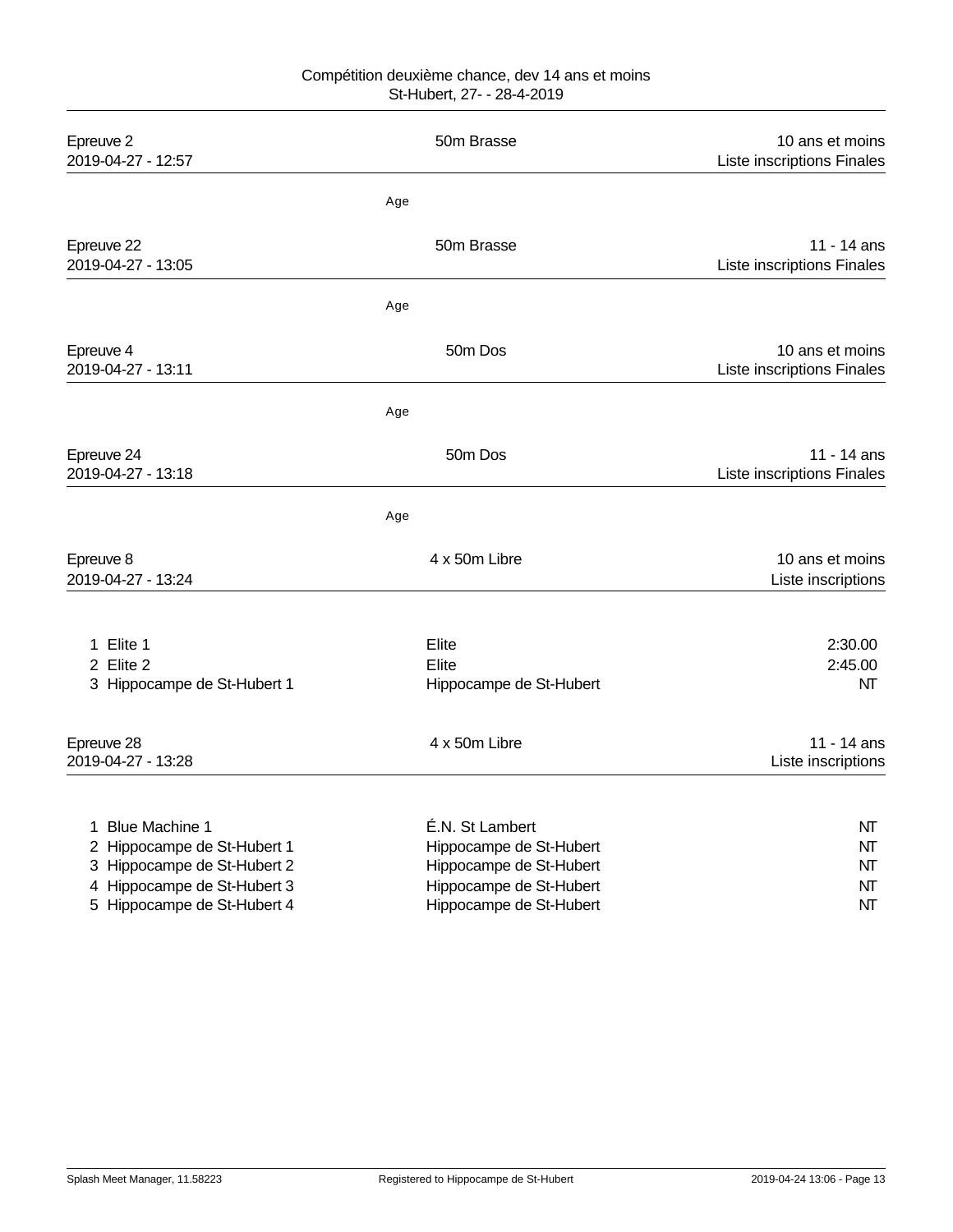Compétition deuxième chance, dev 14 ans et moins
St-Hubert, 27- - 28-4-2019

| Epreuve 2 | 50m Brasse | 10 ans et moins |
| --- | --- | --- |
| 2019-04-27 - 12:57 | | Liste inscriptions Finales |

Age

| Epreuve 22 | 50m Brasse | 11 - 14 ans |
| --- | --- | --- |
| 2019-04-27 - 13:05 | | Liste inscriptions Finales |

Age

| Epreuve 4 | 50m Dos | 10 ans et moins |
| --- | --- | --- |
| 2019-04-27 - 13:11 | | Liste inscriptions Finales |

Age

| Epreuve 24 | 50m Dos | 11 - 14 ans |
| --- | --- | --- |
| 2019-04-27 - 13:18 | | Liste inscriptions Finales |

Age

| Epreuve 8 | 4 x 50m Libre | 10 ans et moins |
| --- | --- | --- |
| 2019-04-27 - 13:24 | | Liste inscriptions |

| | Équipe | Club | Temps |
| --- | --- | --- | --- |
| 1 | Elite 1 | Elite | 2:30.00 |
| 2 | Elite 2 | Elite | 2:45.00 |
| 3 | Hippocampe de St-Hubert 1 | Hippocampe de St-Hubert | NT |

| Epreuve 28 | 4 x 50m Libre | 11 - 14 ans |
| --- | --- | --- |
| 2019-04-27 - 13:28 | | Liste inscriptions |

| | Équipe | Club | Temps |
| --- | --- | --- | --- |
| 1 | Blue Machine 1 | É.N. St Lambert | NT |
| 2 | Hippocampe de St-Hubert 1 | Hippocampe de St-Hubert | NT |
| 3 | Hippocampe de St-Hubert 2 | Hippocampe de St-Hubert | NT |
| 4 | Hippocampe de St-Hubert 3 | Hippocampe de St-Hubert | NT |
| 5 | Hippocampe de St-Hubert 4 | Hippocampe de St-Hubert | NT |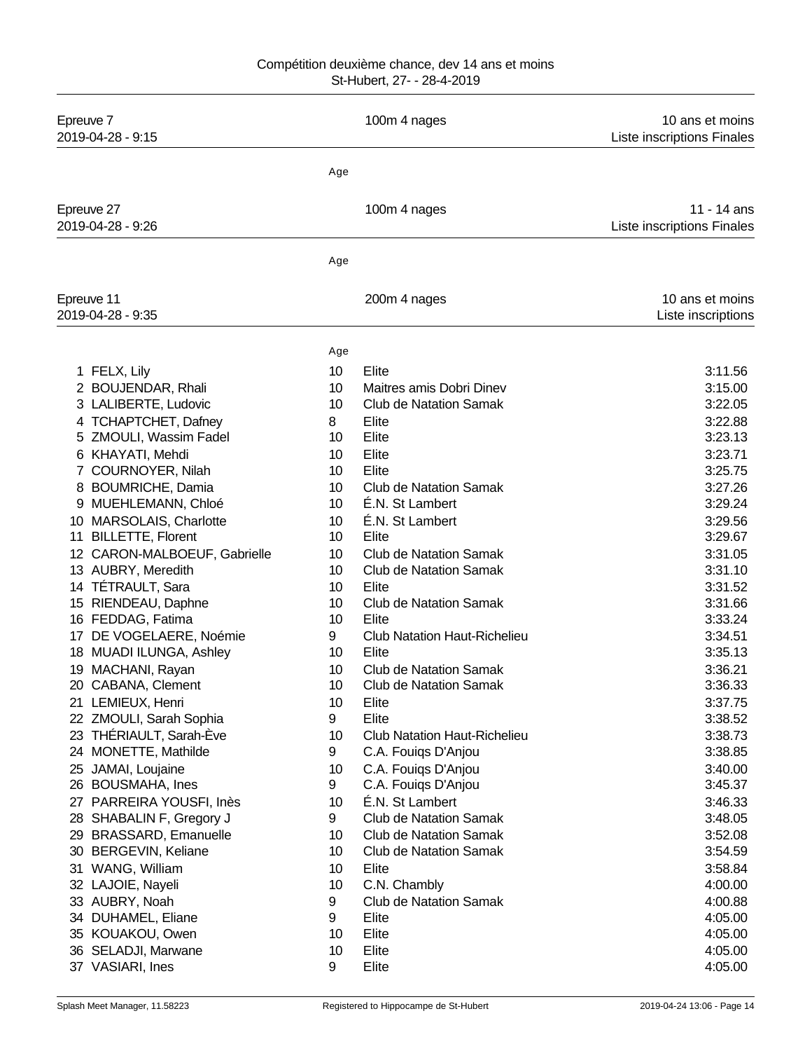Compétition deuxième chance, dev 14 ans et moins
St-Hubert, 27- - 28-4-2019

| Epreuve 7 | 100m 4 nages | 10 ans et moins |
|---|---|---|
| 2019-04-28 - 9:15 | | Liste inscriptions Finales |

Age

| Epreuve 27 | 100m 4 nages | 11 - 14 ans |
|---|---|---|
| 2019-04-28 - 9:26 | | Liste inscriptions Finales |

Age

| Epreuve 11 | 200m 4 nages | 10 ans et moins |
|---|---|---|
| 2019-04-28 - 9:35 | | Liste inscriptions |

| | | Age | | |
|---|---|---|---|---|
| 1 | FELX, Lily | 10 | Elite | 3:11.56 |
| 2 | BOUJENDAR, Rhali | 10 | Maitres amis Dobri Dinev | 3:15.00 |
| 3 | LALIBERTE, Ludovic | 10 | Club de Natation Samak | 3:22.05 |
| 4 | TCHAPTCHET, Dafney | 8 | Elite | 3:22.88 |
| 5 | ZMOULI, Wassim Fadel | 10 | Elite | 3:23.13 |
| 6 | KHAYATI, Mehdi | 10 | Elite | 3:23.71 |
| 7 | COURNOYER, Nilah | 10 | Elite | 3:25.75 |
| 8 | BOUMRICHE, Damia | 10 | Club de Natation Samak | 3:27.26 |
| 9 | MUEHLEMANN, Chloé | 10 | É.N. St Lambert | 3:29.24 |
| 10 | MARSOLAIS, Charlotte | 10 | É.N. St Lambert | 3:29.56 |
| 11 | BILLETTE, Florent | 10 | Elite | 3:29.67 |
| 12 | CARON-MALBOEUF, Gabrielle | 10 | Club de Natation Samak | 3:31.05 |
| 13 | AUBRY, Meredith | 10 | Club de Natation Samak | 3:31.10 |
| 14 | TÉTRAULT, Sara | 10 | Elite | 3:31.52 |
| 15 | RIENDEAU, Daphne | 10 | Club de Natation Samak | 3:31.66 |
| 16 | FEDDAG, Fatima | 10 | Elite | 3:33.24 |
| 17 | DE VOGELAERE, Noémie | 9 | Club Natation Haut-Richelieu | 3:34.51 |
| 18 | MUADI ILUNGA, Ashley | 10 | Elite | 3:35.13 |
| 19 | MACHANI, Rayan | 10 | Club de Natation Samak | 3:36.21 |
| 20 | CABANA, Clement | 10 | Club de Natation Samak | 3:36.33 |
| 21 | LEMIEUX, Henri | 10 | Elite | 3:37.75 |
| 22 | ZMOULI, Sarah Sophia | 9 | Elite | 3:38.52 |
| 23 | THÉRIAULT, Sarah-Ève | 10 | Club Natation Haut-Richelieu | 3:38.73 |
| 24 | MONETTE, Mathilde | 9 | C.A. Fouiqs D'Anjou | 3:38.85 |
| 25 | JAMAI, Loujaine | 10 | C.A. Fouiqs D'Anjou | 3:40.00 |
| 26 | BOUSMAHA, Ines | 9 | C.A. Fouiqs D'Anjou | 3:45.37 |
| 27 | PARREIRA YOUSFI, Inès | 10 | É.N. St Lambert | 3:46.33 |
| 28 | SHABALIN F, Gregory J | 9 | Club de Natation Samak | 3:48.05 |
| 29 | BRASSARD, Emanuelle | 10 | Club de Natation Samak | 3:52.08 |
| 30 | BERGEVIN, Keliane | 10 | Club de Natation Samak | 3:54.59 |
| 31 | WANG, William | 10 | Elite | 3:58.84 |
| 32 | LAJOIE, Nayeli | 10 | C.N. Chambly | 4:00.00 |
| 33 | AUBRY, Noah | 9 | Club de Natation Samak | 4:00.88 |
| 34 | DUHAMEL, Eliane | 9 | Elite | 4:05.00 |
| 35 | KOUAKOU, Owen | 10 | Elite | 4:05.00 |
| 36 | SELADJI, Marwane | 10 | Elite | 4:05.00 |
| 37 | VASIARI, Ines | 9 | Elite | 4:05.00 |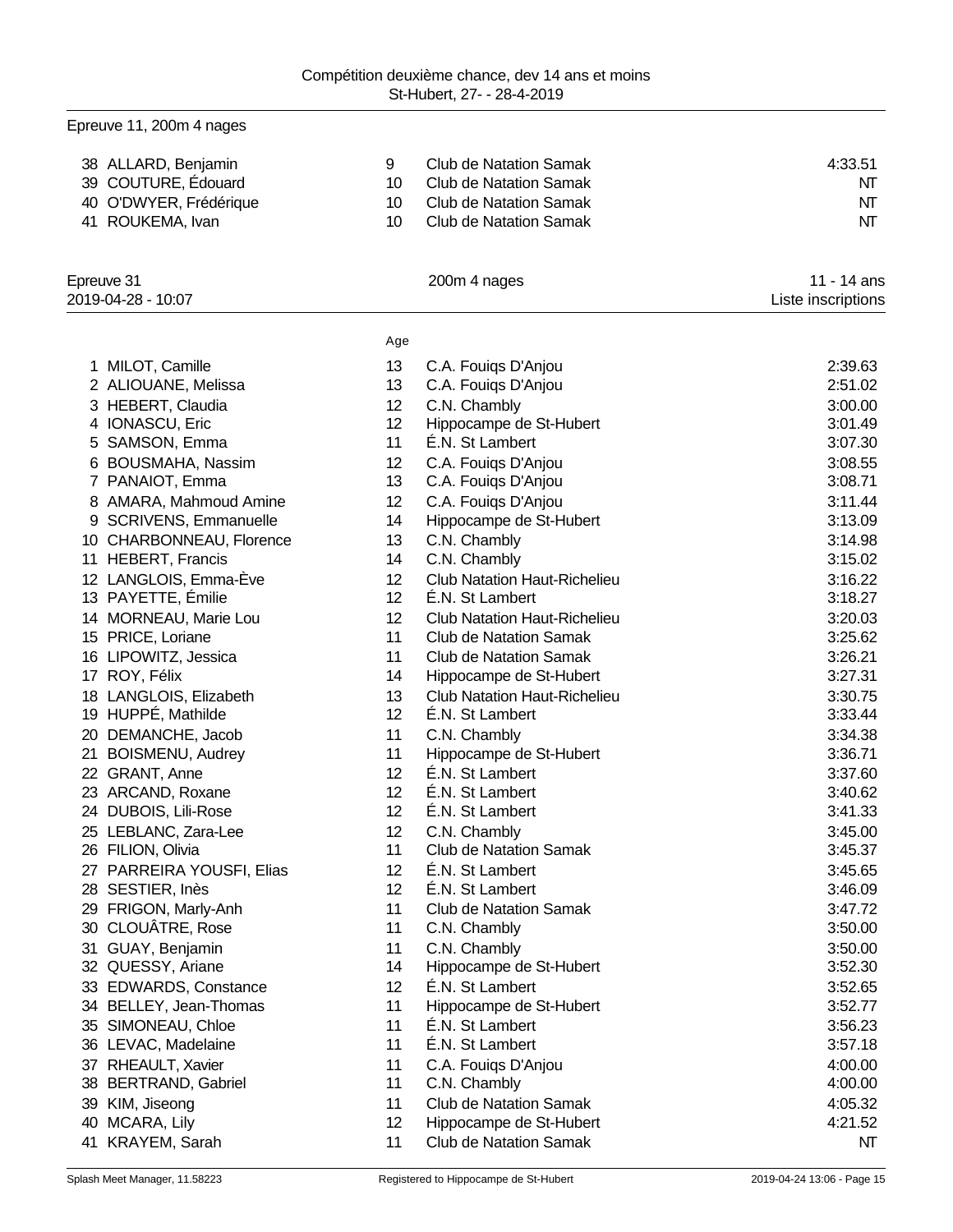Compétition deuxième chance, dev 14 ans et moins
St-Hubert, 27- - 28-4-2019

Epreuve 11, 200m 4 nages

| | | | | |
|---|---|---|---|---|
| 38 | ALLARD, Benjamin | 9 | Club de Natation Samak | 4:33.51 |
| 39 | COUTURE, Édouard | 10 | Club de Natation Samak | NT |
| 40 | O'DWYER, Frédérique | 10 | Club de Natation Samak | NT |
| 41 | ROUKEMA, Ivan | 10 | Club de Natation Samak | NT |

Epreuve 31 | 200m 4 nages | 11 - 14 ans
2019-04-28 - 10:07 | | Liste inscriptions

| | | Age | | |
|---|---|---|---|---|
| 1 | MILOT, Camille | 13 | C.A. Fouiqs D'Anjou | 2:39.63 |
| 2 | ALIOUANE, Melissa | 13 | C.A. Fouiqs D'Anjou | 2:51.02 |
| 3 | HEBERT, Claudia | 12 | C.N. Chambly | 3:00.00 |
| 4 | IONASCU, Eric | 12 | Hippocampe de St-Hubert | 3:01.49 |
| 5 | SAMSON, Emma | 11 | É.N. St Lambert | 3:07.30 |
| 6 | BOUSMAHA, Nassim | 12 | C.A. Fouiqs D'Anjou | 3:08.55 |
| 7 | PANAIOT, Emma | 13 | C.A. Fouiqs D'Anjou | 3:08.71 |
| 8 | AMARA, Mahmoud Amine | 12 | C.A. Fouiqs D'Anjou | 3:11.44 |
| 9 | SCRIVENS, Emmanuelle | 14 | Hippocampe de St-Hubert | 3:13.09 |
| 10 | CHARBONNEAU, Florence | 13 | C.N. Chambly | 3:14.98 |
| 11 | HEBERT, Francis | 14 | C.N. Chambly | 3:15.02 |
| 12 | LANGLOIS, Emma-Ève | 12 | Club Natation Haut-Richelieu | 3:16.22 |
| 13 | PAYETTE, Émilie | 12 | É.N. St Lambert | 3:18.27 |
| 14 | MORNEAU, Marie Lou | 12 | Club Natation Haut-Richelieu | 3:20.03 |
| 15 | PRICE, Loriane | 11 | Club de Natation Samak | 3:25.62 |
| 16 | LIPOWITZ, Jessica | 11 | Club de Natation Samak | 3:26.21 |
| 17 | ROY, Félix | 14 | Hippocampe de St-Hubert | 3:27.31 |
| 18 | LANGLOIS, Elizabeth | 13 | Club Natation Haut-Richelieu | 3:30.75 |
| 19 | HUPPÉ, Mathilde | 12 | É.N. St Lambert | 3:33.44 |
| 20 | DEMANCHE, Jacob | 11 | C.N. Chambly | 3:34.38 |
| 21 | BOISMENU, Audrey | 11 | Hippocampe de St-Hubert | 3:36.71 |
| 22 | GRANT, Anne | 12 | É.N. St Lambert | 3:37.60 |
| 23 | ARCAND, Roxane | 12 | É.N. St Lambert | 3:40.62 |
| 24 | DUBOIS, Lili-Rose | 12 | É.N. St Lambert | 3:41.33 |
| 25 | LEBLANC, Zara-Lee | 12 | C.N. Chambly | 3:45.00 |
| 26 | FILION, Olivia | 11 | Club de Natation Samak | 3:45.37 |
| 27 | PARREIRA YOUSFI, Elias | 12 | É.N. St Lambert | 3:45.65 |
| 28 | SESTIER, Inès | 12 | É.N. St Lambert | 3:46.09 |
| 29 | FRIGON, Marly-Anh | 11 | Club de Natation Samak | 3:47.72 |
| 30 | CLOUÂTRE, Rose | 11 | C.N. Chambly | 3:50.00 |
| 31 | GUAY, Benjamin | 11 | C.N. Chambly | 3:50.00 |
| 32 | QUESSY, Ariane | 14 | Hippocampe de St-Hubert | 3:52.30 |
| 33 | EDWARDS, Constance | 12 | É.N. St Lambert | 3:52.65 |
| 34 | BELLEY, Jean-Thomas | 11 | Hippocampe de St-Hubert | 3:52.77 |
| 35 | SIMONEAU, Chloe | 11 | É.N. St Lambert | 3:56.23 |
| 36 | LEVAC, Madelaine | 11 | É.N. St Lambert | 3:57.18 |
| 37 | RHEAULT, Xavier | 11 | C.A. Fouiqs D'Anjou | 4:00.00 |
| 38 | BERTRAND, Gabriel | 11 | C.N. Chambly | 4:00.00 |
| 39 | KIM, Jiseong | 11 | Club de Natation Samak | 4:05.32 |
| 40 | MCARA, Lily | 12 | Hippocampe de St-Hubert | 4:21.52 |
| 41 | KRAYEM, Sarah | 11 | Club de Natation Samak | NT |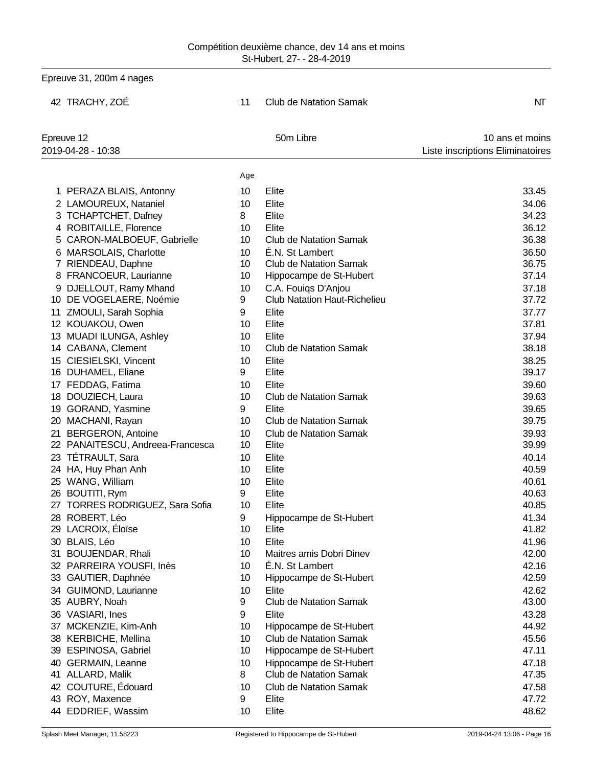Epreuve 31, 200m 4 nages

| | | | | |
|---|---|---|---|---|
| 42 | TRACHY, ZOÉ | 11 | Club de Natation Samak | NT |

Epreuve 12 — 50m Libre — 10 ans et moins

2019-04-28 - 10:38 — Liste inscriptions Eliminatoires

| | | Age | | |
|---|---|---|---|---|
| 1 | PERAZA BLAIS, Antonny | 10 | Elite | 33.45 |
| 2 | LAMOUREUX, Nataniel | 10 | Elite | 34.06 |
| 3 | TCHAPTCHET, Dafney | 8 | Elite | 34.23 |
| 4 | ROBITAILLE, Florence | 10 | Elite | 36.12 |
| 5 | CARON-MALBOEUF, Gabrielle | 10 | Club de Natation Samak | 36.38 |
| 6 | MARSOLAIS, Charlotte | 10 | É.N. St Lambert | 36.50 |
| 7 | RIENDEAU, Daphne | 10 | Club de Natation Samak | 36.75 |
| 8 | FRANCOEUR, Laurianne | 10 | Hippocampe de St-Hubert | 37.14 |
| 9 | DJELLOUT, Ramy Mhand | 10 | C.A. Fouiqs D'Anjou | 37.18 |
| 10 | DE VOGELAERE, Noémie | 9 | Club Natation Haut-Richelieu | 37.72 |
| 11 | ZMOULI, Sarah Sophia | 9 | Elite | 37.77 |
| 12 | KOUAKOU, Owen | 10 | Elite | 37.81 |
| 13 | MUADI ILUNGA, Ashley | 10 | Elite | 37.94 |
| 14 | CABANA, Clement | 10 | Club de Natation Samak | 38.18 |
| 15 | CIESIELSKI, Vincent | 10 | Elite | 38.25 |
| 16 | DUHAMEL, Eliane | 9 | Elite | 39.17 |
| 17 | FEDDAG, Fatima | 10 | Elite | 39.60 |
| 18 | DOUZIECH, Laura | 10 | Club de Natation Samak | 39.63 |
| 19 | GORAND, Yasmine | 9 | Elite | 39.65 |
| 20 | MACHANI, Rayan | 10 | Club de Natation Samak | 39.75 |
| 21 | BERGERON, Antoine | 10 | Club de Natation Samak | 39.93 |
| 22 | PANAITESCU, Andreea-Francesca | 10 | Elite | 39.99 |
| 23 | TÉTRAULT, Sara | 10 | Elite | 40.14 |
| 24 | HA, Huy Phan Anh | 10 | Elite | 40.59 |
| 25 | WANG, William | 10 | Elite | 40.61 |
| 26 | BOUTITI, Rym | 9 | Elite | 40.63 |
| 27 | TORRES RODRIGUEZ, Sara Sofia | 10 | Elite | 40.85 |
| 28 | ROBERT, Léo | 9 | Hippocampe de St-Hubert | 41.34 |
| 29 | LACROIX, Éloïse | 10 | Elite | 41.82 |
| 30 | BLAIS, Léo | 10 | Elite | 41.96 |
| 31 | BOUJENDAR, Rhali | 10 | Maitres amis Dobri Dinev | 42.00 |
| 32 | PARREIRA YOUSFI, Inès | 10 | É.N. St Lambert | 42.16 |
| 33 | GAUTIER, Daphnée | 10 | Hippocampe de St-Hubert | 42.59 |
| 34 | GUIMOND, Laurianne | 10 | Elite | 42.62 |
| 35 | AUBRY, Noah | 9 | Club de Natation Samak | 43.00 |
| 36 | VASIARI, Ines | 9 | Elite | 43.28 |
| 37 | MCKENZIE, Kim-Anh | 10 | Hippocampe de St-Hubert | 44.92 |
| 38 | KERBICHE, Mellina | 10 | Club de Natation Samak | 45.56 |
| 39 | ESPINOSA, Gabriel | 10 | Hippocampe de St-Hubert | 47.11 |
| 40 | GERMAIN, Leanne | 10 | Hippocampe de St-Hubert | 47.18 |
| 41 | ALLARD, Malik | 8 | Club de Natation Samak | 47.35 |
| 42 | COUTURE, Édouard | 10 | Club de Natation Samak | 47.58 |
| 43 | ROY, Maxence | 9 | Elite | 47.72 |
| 44 | EDDRIEF, Wassim | 10 | Elite | 48.62 |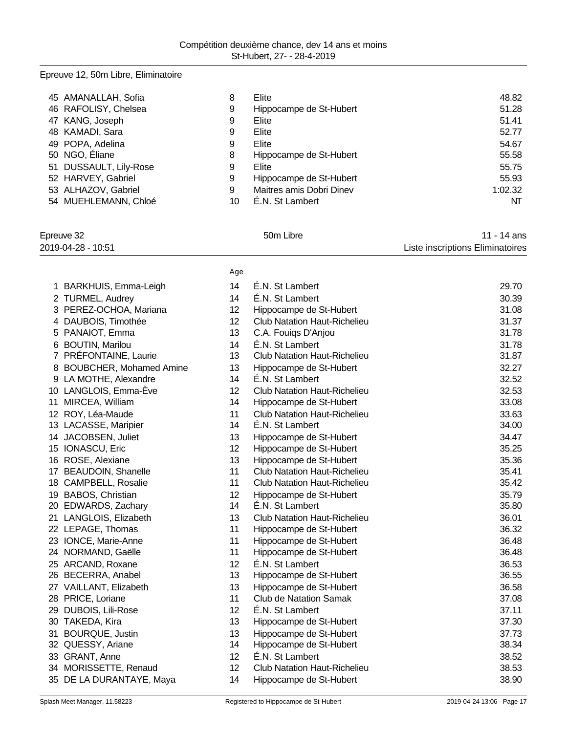Compétition deuxième chance, dev 14 ans et moins
St-Hubert, 27- - 28-4-2019

Epreuve 12, 50m Libre, Eliminatoire

| | | | | |
|---|---|---|---|---|
| 45 | AMANALLAH, Sofia | 8 | Elite | 48.82 |
| 46 | RAFOLISY, Chelsea | 9 | Hippocampe de St-Hubert | 51.28 |
| 47 | KANG, Joseph | 9 | Elite | 51.41 |
| 48 | KAMADI, Sara | 9 | Elite | 52.77 |
| 49 | POPA, Adelina | 9 | Elite | 54.67 |
| 50 | NGO, Éliane | 8 | Hippocampe de St-Hubert | 55.58 |
| 51 | DUSSAULT, Lily-Rose | 9 | Elite | 55.75 |
| 52 | HARVEY, Gabriel | 9 | Hippocampe de St-Hubert | 55.93 |
| 53 | ALHAZOV, Gabriel | 9 | Maitres amis Dobri Dinev | 1:02.32 |
| 54 | MUEHLEMANN, Chloé | 10 | É.N. St Lambert | NT |

Epreuve 32 — 50m Libre — 11 - 14 ans
2019-04-28 - 10:51 — Liste inscriptions Eliminatoires

| | | Age | | |
|---|---|---|---|---|
| 1 | BARKHUIS, Emma-Leigh | 14 | É.N. St Lambert | 29.70 |
| 2 | TURMEL, Audrey | 14 | É.N. St Lambert | 30.39 |
| 3 | PEREZ-OCHOA, Mariana | 12 | Hippocampe de St-Hubert | 31.08 |
| 4 | DAUBOIS, Timothée | 12 | Club Natation Haut-Richelieu | 31.37 |
| 5 | PANAIOT, Emma | 13 | C.A. Fouiqs D'Anjou | 31.78 |
| 6 | BOUTIN, Marilou | 14 | É.N. St Lambert | 31.78 |
| 7 | PRÉFONTAINE, Laurie | 13 | Club Natation Haut-Richelieu | 31.87 |
| 8 | BOUBCHER, Mohamed Amine | 13 | Hippocampe de St-Hubert | 32.27 |
| 9 | LA MOTHE, Alexandre | 14 | É.N. St Lambert | 32.52 |
| 10 | LANGLOIS, Emma-Ève | 12 | Club Natation Haut-Richelieu | 32.53 |
| 11 | MIRCEA, William | 14 | Hippocampe de St-Hubert | 33.08 |
| 12 | ROY, Léa-Maude | 11 | Club Natation Haut-Richelieu | 33.63 |
| 13 | LACASSE, Maripier | 14 | É.N. St Lambert | 34.00 |
| 14 | JACOBSEN, Juliet | 13 | Hippocampe de St-Hubert | 34.47 |
| 15 | IONASCU, Eric | 12 | Hippocampe de St-Hubert | 35.25 |
| 16 | ROSE, Alexiane | 13 | Hippocampe de St-Hubert | 35.36 |
| 17 | BEAUDOIN, Shanelle | 11 | Club Natation Haut-Richelieu | 35.41 |
| 18 | CAMPBELL, Rosalie | 11 | Club Natation Haut-Richelieu | 35.42 |
| 19 | BABOS, Christian | 12 | Hippocampe de St-Hubert | 35.79 |
| 20 | EDWARDS, Zachary | 14 | É.N. St Lambert | 35.80 |
| 21 | LANGLOIS, Elizabeth | 13 | Club Natation Haut-Richelieu | 36.01 |
| 22 | LEPAGE, Thomas | 11 | Hippocampe de St-Hubert | 36.32 |
| 23 | IONCE, Marie-Anne | 11 | Hippocampe de St-Hubert | 36.48 |
| 24 | NORMAND, Gaëlle | 11 | Hippocampe de St-Hubert | 36.48 |
| 25 | ARCAND, Roxane | 12 | É.N. St Lambert | 36.53 |
| 26 | BECERRA, Anabel | 13 | Hippocampe de St-Hubert | 36.55 |
| 27 | VAILLANT, Elizabeth | 13 | Hippocampe de St-Hubert | 36.58 |
| 28 | PRICE, Loriane | 11 | Club de Natation Samak | 37.08 |
| 29 | DUBOIS, Lili-Rose | 12 | É.N. St Lambert | 37.11 |
| 30 | TAKEDA, Kira | 13 | Hippocampe de St-Hubert | 37.30 |
| 31 | BOURQUE, Justin | 13 | Hippocampe de St-Hubert | 37.73 |
| 32 | QUESSY, Ariane | 14 | Hippocampe de St-Hubert | 38.34 |
| 33 | GRANT, Anne | 12 | É.N. St Lambert | 38.52 |
| 34 | MORISSETTE, Renaud | 12 | Club Natation Haut-Richelieu | 38.53 |
| 35 | DE LA DURANTAYE, Maya | 14 | Hippocampe de St-Hubert | 38.90 |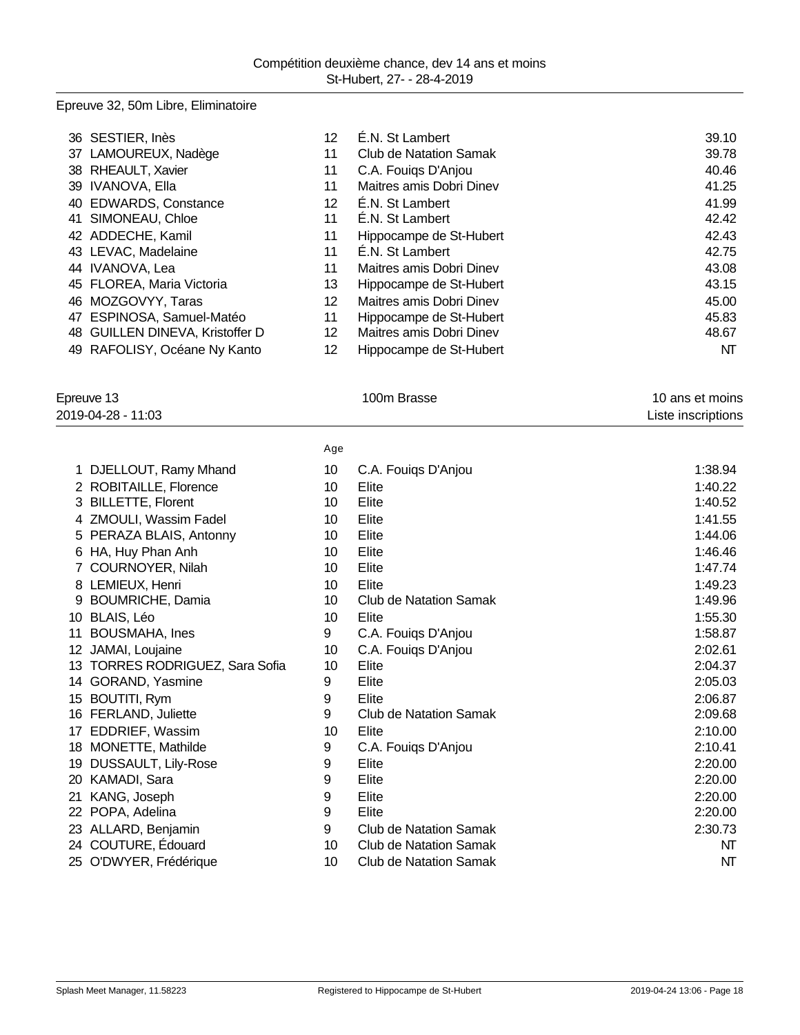Epreuve 32, 50m Libre, Eliminatoire

| | | | | |
|---|---|---|---|---|
| 36 | SESTIER, Inès | 12 | É.N. St Lambert | 39.10 |
| 37 | LAMOUREUX, Nadège | 11 | Club de Natation Samak | 39.78 |
| 38 | RHEAULT, Xavier | 11 | C.A. Fouiqs D'Anjou | 40.46 |
| 39 | IVANOVA, Ella | 11 | Maitres amis Dobri Dinev | 41.25 |
| 40 | EDWARDS, Constance | 12 | É.N. St Lambert | 41.99 |
| 41 | SIMONEAU, Chloe | 11 | É.N. St Lambert | 42.42 |
| 42 | ADDECHE, Kamil | 11 | Hippocampe de St-Hubert | 42.43 |
| 43 | LEVAC, Madelaine | 11 | É.N. St Lambert | 42.75 |
| 44 | IVANOVA, Lea | 11 | Maitres amis Dobri Dinev | 43.08 |
| 45 | FLOREA, Maria Victoria | 13 | Hippocampe de St-Hubert | 43.15 |
| 46 | MOZGOVYY, Taras | 12 | Maitres amis Dobri Dinev | 45.00 |
| 47 | ESPINOSA, Samuel-Matéo | 11 | Hippocampe de St-Hubert | 45.83 |
| 48 | GUILLEN DINEVA, Kristoffer D | 12 | Maitres amis Dobri Dinev | 48.67 |
| 49 | RAFOLISY, Océane Ny Kanto | 12 | Hippocampe de St-Hubert | NT |

Epreuve 13 — 100m Brasse — 10 ans et moins

2019-04-28 - 11:03 — Liste inscriptions

| | | Age | | |
|---|---|---|---|---|
| 1 | DJELLOUT, Ramy Mhand | 10 | C.A. Fouiqs D'Anjou | 1:38.94 |
| 2 | ROBITAILLE, Florence | 10 | Elite | 1:40.22 |
| 3 | BILLETTE, Florent | 10 | Elite | 1:40.52 |
| 4 | ZMOULI, Wassim Fadel | 10 | Elite | 1:41.55 |
| 5 | PERAZA BLAIS, Antonny | 10 | Elite | 1:44.06 |
| 6 | HA, Huy Phan Anh | 10 | Elite | 1:46.46 |
| 7 | COURNOYER, Nilah | 10 | Elite | 1:47.74 |
| 8 | LEMIEUX, Henri | 10 | Elite | 1:49.23 |
| 9 | BOUMRICHE, Damia | 10 | Club de Natation Samak | 1:49.96 |
| 10 | BLAIS, Léo | 10 | Elite | 1:55.30 |
| 11 | BOUSMAHA, Ines | 9 | C.A. Fouiqs D'Anjou | 1:58.87 |
| 12 | JAMAI, Loujaine | 10 | C.A. Fouiqs D'Anjou | 2:02.61 |
| 13 | TORRES RODRIGUEZ, Sara Sofia | 10 | Elite | 2:04.37 |
| 14 | GORAND, Yasmine | 9 | Elite | 2:05.03 |
| 15 | BOUTITI, Rym | 9 | Elite | 2:06.87 |
| 16 | FERLAND, Juliette | 9 | Club de Natation Samak | 2:09.68 |
| 17 | EDDRIEF, Wassim | 10 | Elite | 2:10.00 |
| 18 | MONETTE, Mathilde | 9 | C.A. Fouiqs D'Anjou | 2:10.41 |
| 19 | DUSSAULT, Lily-Rose | 9 | Elite | 2:20.00 |
| 20 | KAMADI, Sara | 9 | Elite | 2:20.00 |
| 21 | KANG, Joseph | 9 | Elite | 2:20.00 |
| 22 | POPA, Adelina | 9 | Elite | 2:20.00 |
| 23 | ALLARD, Benjamin | 9 | Club de Natation Samak | 2:30.73 |
| 24 | COUTURE, Édouard | 10 | Club de Natation Samak | NT |
| 25 | O'DWYER, Frédérique | 10 | Club de Natation Samak | NT |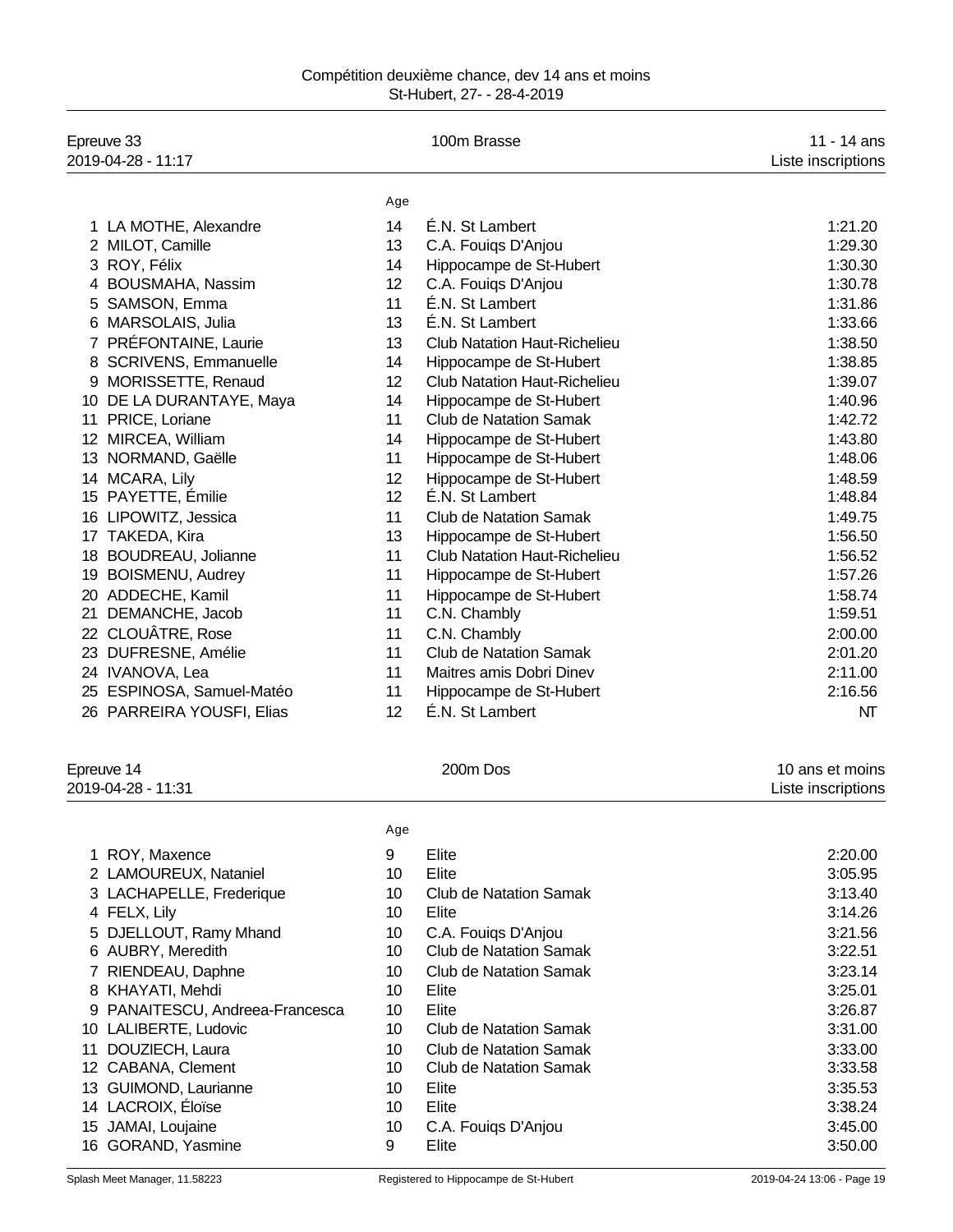Compétition deuxième chance, dev 14 ans et moins
St-Hubert, 27- - 28-4-2019

## Epreuve 33 — 100m Brasse — 11 - 14 ans
2019-04-28 - 11:17 — Liste inscriptions

| | Nom | Age | Club | Temps |
|---|---|---|---|---|
| 1 | LA MOTHE, Alexandre | 14 | É.N. St Lambert | 1:21.20 |
| 2 | MILOT, Camille | 13 | C.A. Fouiqs D'Anjou | 1:29.30 |
| 3 | ROY, Félix | 14 | Hippocampe de St-Hubert | 1:30.30 |
| 4 | BOUSMAHA, Nassim | 12 | C.A. Fouiqs D'Anjou | 1:30.78 |
| 5 | SAMSON, Emma | 11 | É.N. St Lambert | 1:31.86 |
| 6 | MARSOLAIS, Julia | 13 | É.N. St Lambert | 1:33.66 |
| 7 | PRÉFONTAINE, Laurie | 13 | Club Natation Haut-Richelieu | 1:38.50 |
| 8 | SCRIVENS, Emmanuelle | 14 | Hippocampe de St-Hubert | 1:38.85 |
| 9 | MORISSETTE, Renaud | 12 | Club Natation Haut-Richelieu | 1:39.07 |
| 10 | DE LA DURANTAYE, Maya | 14 | Hippocampe de St-Hubert | 1:40.96 |
| 11 | PRICE, Loriane | 11 | Club de Natation Samak | 1:42.72 |
| 12 | MIRCEA, William | 14 | Hippocampe de St-Hubert | 1:43.80 |
| 13 | NORMAND, Gaëlle | 11 | Hippocampe de St-Hubert | 1:48.06 |
| 14 | MCARA, Lily | 12 | Hippocampe de St-Hubert | 1:48.59 |
| 15 | PAYETTE, Émilie | 12 | É.N. St Lambert | 1:48.84 |
| 16 | LIPOWITZ, Jessica | 11 | Club de Natation Samak | 1:49.75 |
| 17 | TAKEDA, Kira | 13 | Hippocampe de St-Hubert | 1:56.50 |
| 18 | BOUDREAU, Jolianne | 11 | Club Natation Haut-Richelieu | 1:56.52 |
| 19 | BOISMENU, Audrey | 11 | Hippocampe de St-Hubert | 1:57.26 |
| 20 | ADDECHE, Kamil | 11 | Hippocampe de St-Hubert | 1:58.74 |
| 21 | DEMANCHE, Jacob | 11 | C.N. Chambly | 1:59.51 |
| 22 | CLOUÂTRE, Rose | 11 | C.N. Chambly | 2:00.00 |
| 23 | DUFRESNE, Amélie | 11 | Club de Natation Samak | 2:01.20 |
| 24 | IVANOVA, Lea | 11 | Maitres amis Dobri Dinev | 2:11.00 |
| 25 | ESPINOSA, Samuel-Matéo | 11 | Hippocampe de St-Hubert | 2:16.56 |
| 26 | PARREIRA YOUSFI, Elias | 12 | É.N. St Lambert | NT |

## Epreuve 14 — 200m Dos — 10 ans et moins
2019-04-28 - 11:31 — Liste inscriptions

| | Nom | Age | Club | Temps |
|---|---|---|---|---|
| 1 | ROY, Maxence | 9 | Elite | 2:20.00 |
| 2 | LAMOUREUX, Nataniel | 10 | Elite | 3:05.95 |
| 3 | LACHAPELLE, Frederique | 10 | Club de Natation Samak | 3:13.40 |
| 4 | FELX, Lily | 10 | Elite | 3:14.26 |
| 5 | DJELLOUT, Ramy Mhand | 10 | C.A. Fouiqs D'Anjou | 3:21.56 |
| 6 | AUBRY, Meredith | 10 | Club de Natation Samak | 3:22.51 |
| 7 | RIENDEAU, Daphne | 10 | Club de Natation Samak | 3:23.14 |
| 8 | KHAYATI, Mehdi | 10 | Elite | 3:25.01 |
| 9 | PANAITESCU, Andreea-Francesca | 10 | Elite | 3:26.87 |
| 10 | LALIBERTE, Ludovic | 10 | Club de Natation Samak | 3:31.00 |
| 11 | DOUZIECH, Laura | 10 | Club de Natation Samak | 3:33.00 |
| 12 | CABANA, Clement | 10 | Club de Natation Samak | 3:33.58 |
| 13 | GUIMOND, Laurianne | 10 | Elite | 3:35.53 |
| 14 | LACROIX, Éloïse | 10 | Elite | 3:38.24 |
| 15 | JAMAI, Loujaine | 10 | C.A. Fouiqs D'Anjou | 3:45.00 |
| 16 | GORAND, Yasmine | 9 | Elite | 3:50.00 |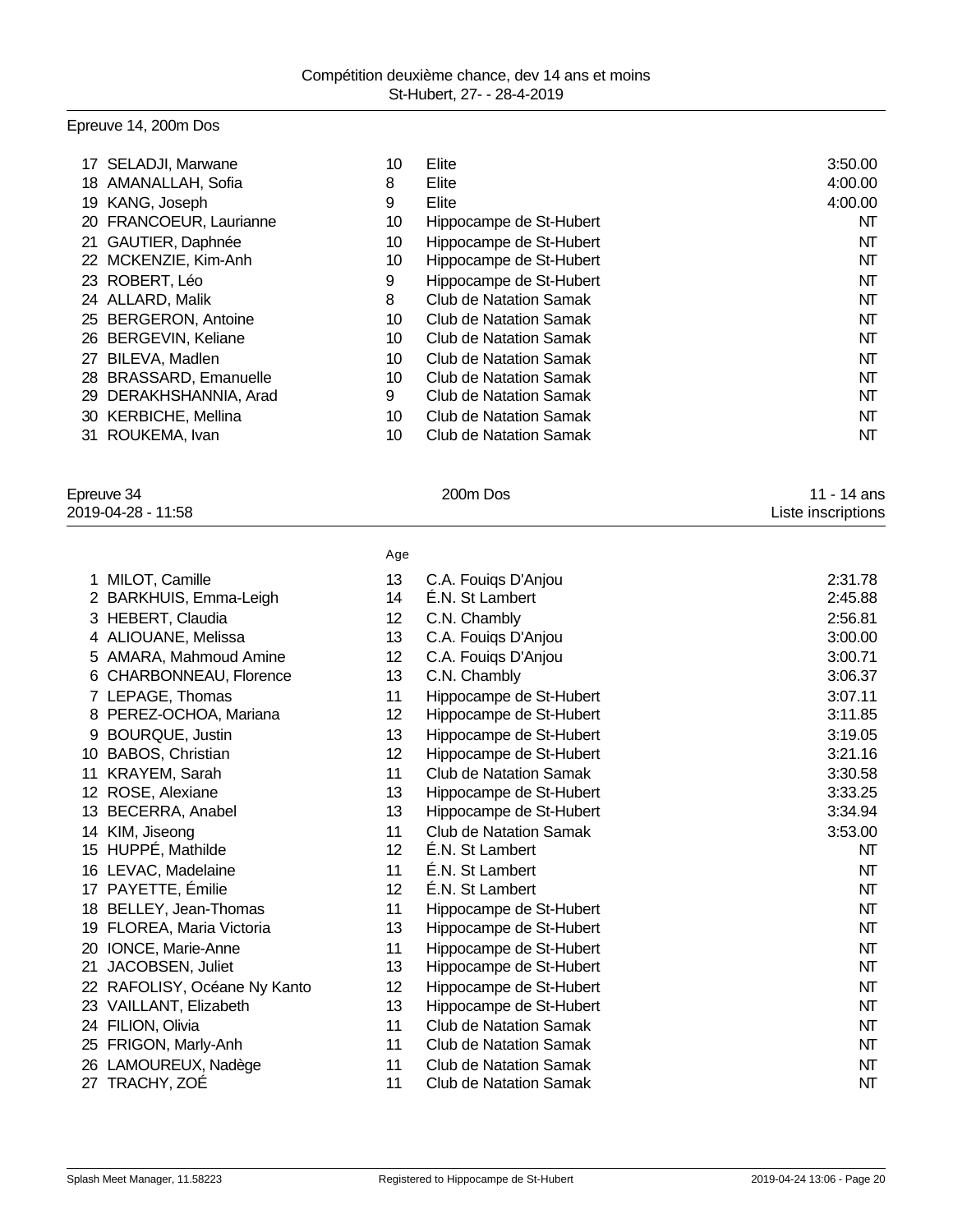Epreuve 14, 200m Dos

| | | | | |
|---|---|---|---|---|
| 17 | SELADJI, Marwane | 10 | Elite | 3:50.00 |
| 18 | AMANALLAH, Sofia | 8 | Elite | 4:00.00 |
| 19 | KANG, Joseph | 9 | Elite | 4:00.00 |
| 20 | FRANCOEUR, Laurianne | 10 | Hippocampe de St-Hubert | NT |
| 21 | GAUTIER, Daphnée | 10 | Hippocampe de St-Hubert | NT |
| 22 | MCKENZIE, Kim-Anh | 10 | Hippocampe de St-Hubert | NT |
| 23 | ROBERT, Léo | 9 | Hippocampe de St-Hubert | NT |
| 24 | ALLARD, Malik | 8 | Club de Natation Samak | NT |
| 25 | BERGERON, Antoine | 10 | Club de Natation Samak | NT |
| 26 | BERGEVIN, Keliane | 10 | Club de Natation Samak | NT |
| 27 | BILEVA, Madlen | 10 | Club de Natation Samak | NT |
| 28 | BRASSARD, Emanuelle | 10 | Club de Natation Samak | NT |
| 29 | DERAKHSHANNIA, Arad | 9 | Club de Natation Samak | NT |
| 30 | KERBICHE, Mellina | 10 | Club de Natation Samak | NT |
| 31 | ROUKEMA, Ivan | 10 | Club de Natation Samak | NT |

Epreuve 34 — 200m Dos — 11 - 14 ans
2019-04-28 - 11:58 — Liste inscriptions

| | | Age | | |
|---|---|---|---|---|
| 1 | MILOT, Camille | 13 | C.A. Fouiqs D'Anjou | 2:31.78 |
| 2 | BARKHUIS, Emma-Leigh | 14 | É.N. St Lambert | 2:45.88 |
| 3 | HEBERT, Claudia | 12 | C.N. Chambly | 2:56.81 |
| 4 | ALIOUANE, Melissa | 13 | C.A. Fouiqs D'Anjou | 3:00.00 |
| 5 | AMARA, Mahmoud Amine | 12 | C.A. Fouiqs D'Anjou | 3:00.71 |
| 6 | CHARBONNEAU, Florence | 13 | C.N. Chambly | 3:06.37 |
| 7 | LEPAGE, Thomas | 11 | Hippocampe de St-Hubert | 3:07.11 |
| 8 | PEREZ-OCHOA, Mariana | 12 | Hippocampe de St-Hubert | 3:11.85 |
| 9 | BOURQUE, Justin | 13 | Hippocampe de St-Hubert | 3:19.05 |
| 10 | BABOS, Christian | 12 | Hippocampe de St-Hubert | 3:21.16 |
| 11 | KRAYEM, Sarah | 11 | Club de Natation Samak | 3:30.58 |
| 12 | ROSE, Alexiane | 13 | Hippocampe de St-Hubert | 3:33.25 |
| 13 | BECERRA, Anabel | 13 | Hippocampe de St-Hubert | 3:34.94 |
| 14 | KIM, Jiseong | 11 | Club de Natation Samak | 3:53.00 |
| 15 | HUPPÉ, Mathilde | 12 | É.N. St Lambert | NT |
| 16 | LEVAC, Madelaine | 11 | É.N. St Lambert | NT |
| 17 | PAYETTE, Émilie | 12 | É.N. St Lambert | NT |
| 18 | BELLEY, Jean-Thomas | 11 | Hippocampe de St-Hubert | NT |
| 19 | FLOREA, Maria Victoria | 13 | Hippocampe de St-Hubert | NT |
| 20 | IONCE, Marie-Anne | 11 | Hippocampe de St-Hubert | NT |
| 21 | JACOBSEN, Juliet | 13 | Hippocampe de St-Hubert | NT |
| 22 | RAFOLISY, Océane Ny Kanto | 12 | Hippocampe de St-Hubert | NT |
| 23 | VAILLANT, Elizabeth | 13 | Hippocampe de St-Hubert | NT |
| 24 | FILION, Olivia | 11 | Club de Natation Samak | NT |
| 25 | FRIGON, Marly-Anh | 11 | Club de Natation Samak | NT |
| 26 | LAMOUREUX, Nadège | 11 | Club de Natation Samak | NT |
| 27 | TRACHY, ZOÉ | 11 | Club de Natation Samak | NT |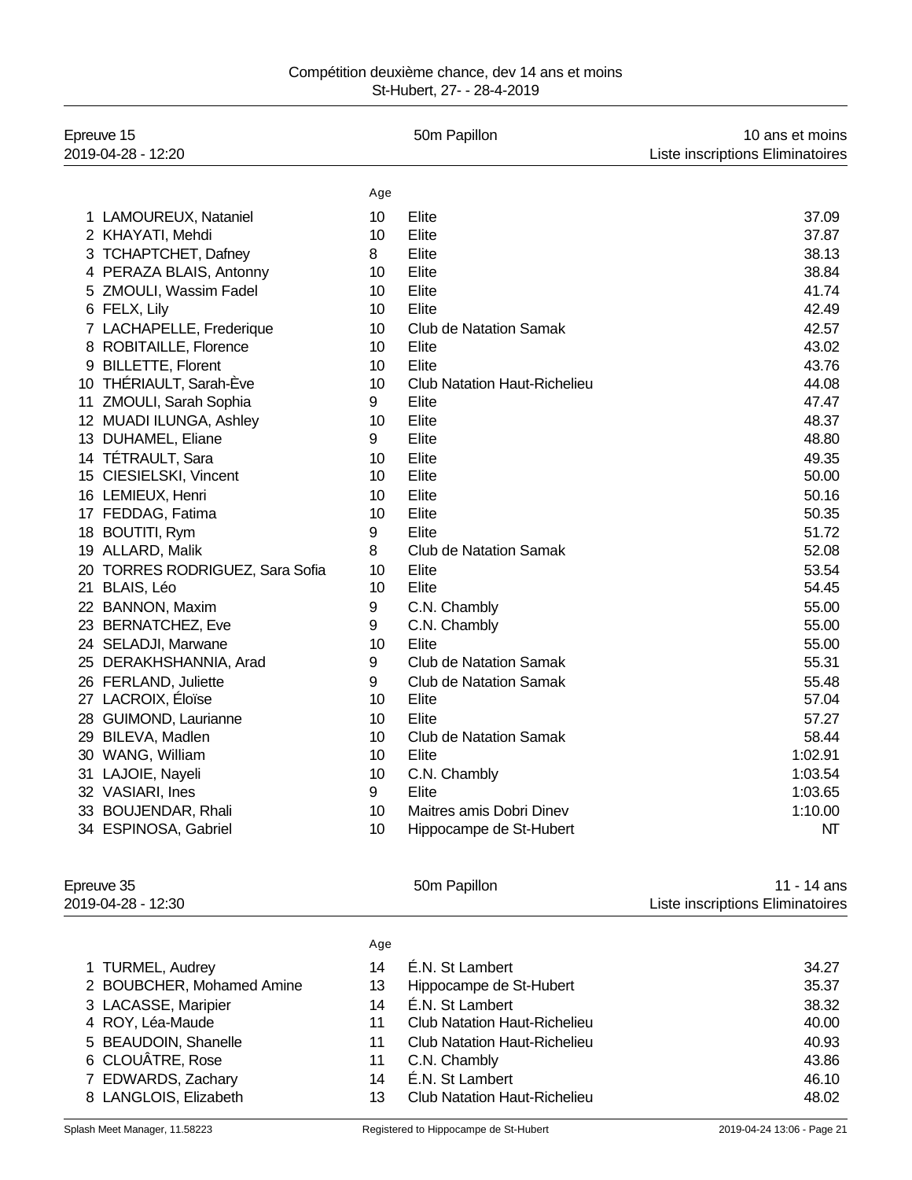Compétition deuxième chance, dev 14 ans et moins
St-Hubert, 27- - 28-4-2019

## Epreuve 15 — 50m Papillon — 10 ans et moins

2019-04-28 - 12:20 — Liste inscriptions Eliminatoires

| | Nom | Age | Club | Temps |
|---|---|---|---|---|
| 1 | LAMOUREUX, Nataniel | 10 | Elite | 37.09 |
| 2 | KHAYATI, Mehdi | 10 | Elite | 37.87 |
| 3 | TCHAPTCHET, Dafney | 8 | Elite | 38.13 |
| 4 | PERAZA BLAIS, Antonny | 10 | Elite | 38.84 |
| 5 | ZMOULI, Wassim Fadel | 10 | Elite | 41.74 |
| 6 | FELX, Lily | 10 | Elite | 42.49 |
| 7 | LACHAPELLE, Frederique | 10 | Club de Natation Samak | 42.57 |
| 8 | ROBITAILLE, Florence | 10 | Elite | 43.02 |
| 9 | BILLETTE, Florent | 10 | Elite | 43.76 |
| 10 | THÉRIAULT, Sarah-Ève | 10 | Club Natation Haut-Richelieu | 44.08 |
| 11 | ZMOULI, Sarah Sophia | 9 | Elite | 47.47 |
| 12 | MUADI ILUNGA, Ashley | 10 | Elite | 48.37 |
| 13 | DUHAMEL, Eliane | 9 | Elite | 48.80 |
| 14 | TÉTRAULT, Sara | 10 | Elite | 49.35 |
| 15 | CIESIELSKI, Vincent | 10 | Elite | 50.00 |
| 16 | LEMIEUX, Henri | 10 | Elite | 50.16 |
| 17 | FEDDAG, Fatima | 10 | Elite | 50.35 |
| 18 | BOUTITI, Rym | 9 | Elite | 51.72 |
| 19 | ALLARD, Malik | 8 | Club de Natation Samak | 52.08 |
| 20 | TORRES RODRIGUEZ, Sara Sofia | 10 | Elite | 53.54 |
| 21 | BLAIS, Léo | 10 | Elite | 54.45 |
| 22 | BANNON, Maxim | 9 | C.N. Chambly | 55.00 |
| 23 | BERNATCHEZ, Eve | 9 | C.N. Chambly | 55.00 |
| 24 | SELADJI, Marwane | 10 | Elite | 55.00 |
| 25 | DERAKHSHANNIA, Arad | 9 | Club de Natation Samak | 55.31 |
| 26 | FERLAND, Juliette | 9 | Club de Natation Samak | 55.48 |
| 27 | LACROIX, Éloïse | 10 | Elite | 57.04 |
| 28 | GUIMOND, Laurianne | 10 | Elite | 57.27 |
| 29 | BILEVA, Madlen | 10 | Club de Natation Samak | 58.44 |
| 30 | WANG, William | 10 | Elite | 1:02.91 |
| 31 | LAJOIE, Nayeli | 10 | C.N. Chambly | 1:03.54 |
| 32 | VASIARI, Ines | 9 | Elite | 1:03.65 |
| 33 | BOUJENDAR, Rhali | 10 | Maitres amis Dobri Dinev | 1:10.00 |
| 34 | ESPINOSA, Gabriel | 10 | Hippocampe de St-Hubert | NT |

## Epreuve 35 — 50m Papillon — 11 - 14 ans

2019-04-28 - 12:30 — Liste inscriptions Eliminatoires

| | Nom | Age | Club | Temps |
|---|---|---|---|---|
| 1 | TURMEL, Audrey | 14 | É.N. St Lambert | 34.27 |
| 2 | BOUBCHER, Mohamed Amine | 13 | Hippocampe de St-Hubert | 35.37 |
| 3 | LACASSE, Maripier | 14 | É.N. St Lambert | 38.32 |
| 4 | ROY, Léa-Maude | 11 | Club Natation Haut-Richelieu | 40.00 |
| 5 | BEAUDOIN, Shanelle | 11 | Club Natation Haut-Richelieu | 40.93 |
| 6 | CLOUÂTRE, Rose | 11 | C.N. Chambly | 43.86 |
| 7 | EDWARDS, Zachary | 14 | É.N. St Lambert | 46.10 |
| 8 | LANGLOIS, Elizabeth | 13 | Club Natation Haut-Richelieu | 48.02 |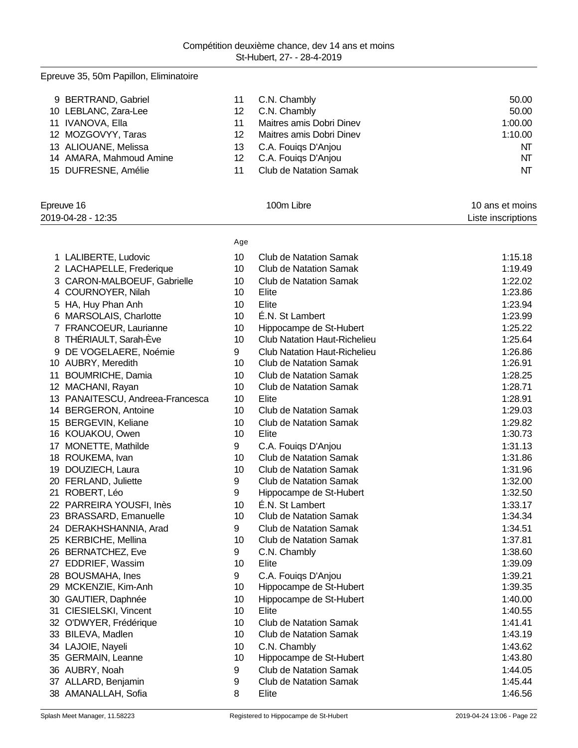Compétition deuxième chance, dev 14 ans et moins
St-Hubert, 27- - 28-4-2019

## Epreuve 35, 50m Papillon, Eliminatoire

| | | | | |
|---|---|---|---|---|
| 9 | BERTRAND, Gabriel | 11 | C.N. Chambly | 50.00 |
| 10 | LEBLANC, Zara-Lee | 12 | C.N. Chambly | 50.00 |
| 11 | IVANOVA, Ella | 11 | Maitres amis Dobri Dinev | 1:00.00 |
| 12 | MOZGOVYY, Taras | 12 | Maitres amis Dobri Dinev | 1:10.00 |
| 13 | ALIOUANE, Melissa | 13 | C.A. Fouiqs D'Anjou | NT |
| 14 | AMARA, Mahmoud Amine | 12 | C.A. Fouiqs D'Anjou | NT |
| 15 | DUFRESNE, Amélie | 11 | Club de Natation Samak | NT |

## Epreuve 16 — 100m Libre — 10 ans et moins

2019-04-28 - 12:35 — Liste inscriptions

| | | Age | | |
|---|---|---|---|---|
| 1 | LALIBERTE, Ludovic | 10 | Club de Natation Samak | 1:15.18 |
| 2 | LACHAPELLE, Frederique | 10 | Club de Natation Samak | 1:19.49 |
| 3 | CARON-MALBOEUF, Gabrielle | 10 | Club de Natation Samak | 1:22.02 |
| 4 | COURNOYER, Nilah | 10 | Elite | 1:23.86 |
| 5 | HA, Huy Phan Anh | 10 | Elite | 1:23.94 |
| 6 | MARSOLAIS, Charlotte | 10 | É.N. St Lambert | 1:23.99 |
| 7 | FRANCOEUR, Laurianne | 10 | Hippocampe de St-Hubert | 1:25.22 |
| 8 | THÉRIAULT, Sarah-Ève | 10 | Club Natation Haut-Richelieu | 1:25.64 |
| 9 | DE VOGELAERE, Noémie | 9 | Club Natation Haut-Richelieu | 1:26.86 |
| 10 | AUBRY, Meredith | 10 | Club de Natation Samak | 1:26.91 |
| 11 | BOUMRICHE, Damia | 10 | Club de Natation Samak | 1:28.25 |
| 12 | MACHANI, Rayan | 10 | Club de Natation Samak | 1:28.71 |
| 13 | PANAITESCU, Andreea-Francesca | 10 | Elite | 1:28.91 |
| 14 | BERGERON, Antoine | 10 | Club de Natation Samak | 1:29.03 |
| 15 | BERGEVIN, Keliane | 10 | Club de Natation Samak | 1:29.82 |
| 16 | KOUAKOU, Owen | 10 | Elite | 1:30.73 |
| 17 | MONETTE, Mathilde | 9 | C.A. Fouiqs D'Anjou | 1:31.13 |
| 18 | ROUKEMA, Ivan | 10 | Club de Natation Samak | 1:31.86 |
| 19 | DOUZIECH, Laura | 10 | Club de Natation Samak | 1:31.96 |
| 20 | FERLAND, Juliette | 9 | Club de Natation Samak | 1:32.00 |
| 21 | ROBERT, Léo | 9 | Hippocampe de St-Hubert | 1:32.50 |
| 22 | PARREIRA YOUSFI, Inès | 10 | É.N. St Lambert | 1:33.17 |
| 23 | BRASSARD, Emanuelle | 10 | Club de Natation Samak | 1:34.34 |
| 24 | DERAKHSHANNIA, Arad | 9 | Club de Natation Samak | 1:34.51 |
| 25 | KERBICHE, Mellina | 10 | Club de Natation Samak | 1:37.81 |
| 26 | BERNATCHEZ, Eve | 9 | C.N. Chambly | 1:38.60 |
| 27 | EDDRIEF, Wassim | 10 | Elite | 1:39.09 |
| 28 | BOUSMAHA, Ines | 9 | C.A. Fouiqs D'Anjou | 1:39.21 |
| 29 | MCKENZIE, Kim-Anh | 10 | Hippocampe de St-Hubert | 1:39.35 |
| 30 | GAUTIER, Daphnée | 10 | Hippocampe de St-Hubert | 1:40.00 |
| 31 | CIESIELSKI, Vincent | 10 | Elite | 1:40.55 |
| 32 | O'DWYER, Frédérique | 10 | Club de Natation Samak | 1:41.41 |
| 33 | BILEVA, Madlen | 10 | Club de Natation Samak | 1:43.19 |
| 34 | LAJOIE, Nayeli | 10 | C.N. Chambly | 1:43.62 |
| 35 | GERMAIN, Leanne | 10 | Hippocampe de St-Hubert | 1:43.80 |
| 36 | AUBRY, Noah | 9 | Club de Natation Samak | 1:44.05 |
| 37 | ALLARD, Benjamin | 9 | Club de Natation Samak | 1:45.44 |
| 38 | AMANALLAH, Sofia | 8 | Elite | 1:46.56 |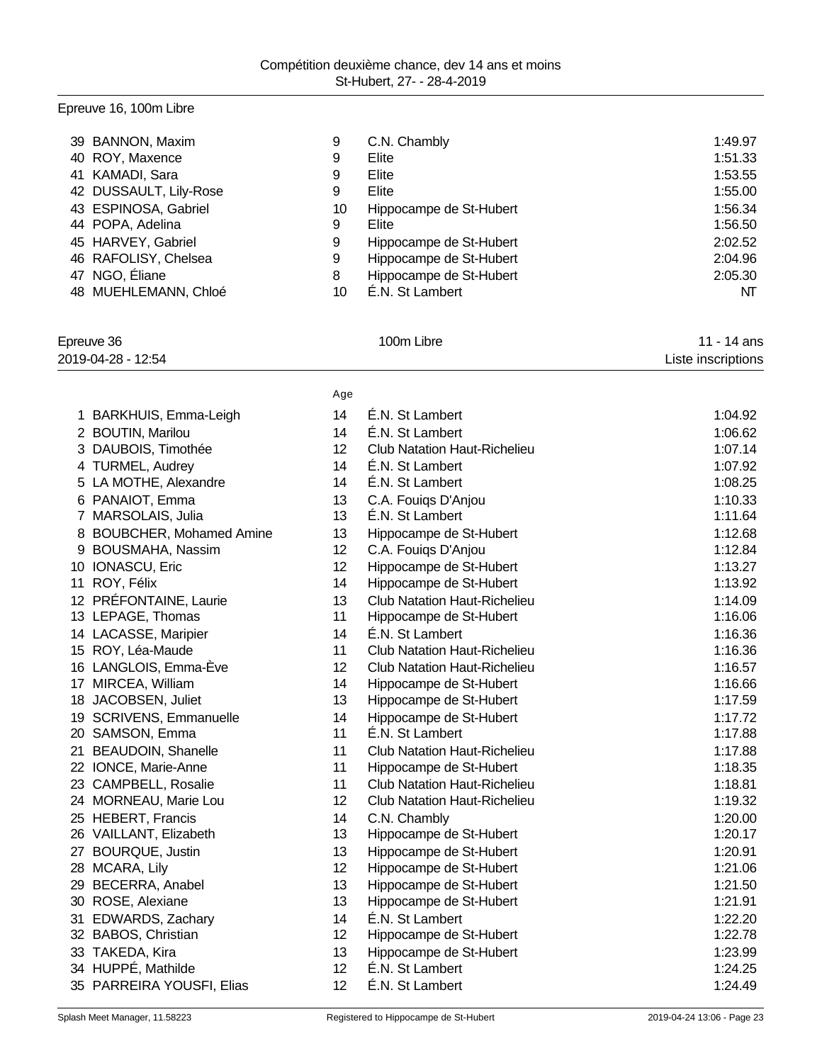## Epreuve 16, 100m Libre

| | | | | |
|---|---|---|---|---|
| 39 | BANNON, Maxim | 9 | C.N. Chambly | 1:49.97 |
| 40 | ROY, Maxence | 9 | Elite | 1:51.33 |
| 41 | KAMADI, Sara | 9 | Elite | 1:53.55 |
| 42 | DUSSAULT, Lily-Rose | 9 | Elite | 1:55.00 |
| 43 | ESPINOSA, Gabriel | 10 | Hippocampe de St-Hubert | 1:56.34 |
| 44 | POPA, Adelina | 9 | Elite | 1:56.50 |
| 45 | HARVEY, Gabriel | 9 | Hippocampe de St-Hubert | 2:02.52 |
| 46 | RAFOLISY, Chelsea | 9 | Hippocampe de St-Hubert | 2:04.96 |
| 47 | NGO, Éliane | 8 | Hippocampe de St-Hubert | 2:05.30 |
| 48 | MUEHLEMANN, Chloé | 10 | É.N. St Lambert | NT |

## Epreuve 36 — 100m Libre — 11 - 14 ans

2019-04-28 - 12:54 — Liste inscriptions

| | | Age | | |
|---|---|---|---|---|
| 1 | BARKHUIS, Emma-Leigh | 14 | É.N. St Lambert | 1:04.92 |
| 2 | BOUTIN, Marilou | 14 | É.N. St Lambert | 1:06.62 |
| 3 | DAUBOIS, Timothée | 12 | Club Natation Haut-Richelieu | 1:07.14 |
| 4 | TURMEL, Audrey | 14 | É.N. St Lambert | 1:07.92 |
| 5 | LA MOTHE, Alexandre | 14 | É.N. St Lambert | 1:08.25 |
| 6 | PANAIOT, Emma | 13 | C.A. Fouiqs D'Anjou | 1:10.33 |
| 7 | MARSOLAIS, Julia | 13 | É.N. St Lambert | 1:11.64 |
| 8 | BOUBCHER, Mohamed Amine | 13 | Hippocampe de St-Hubert | 1:12.68 |
| 9 | BOUSMAHA, Nassim | 12 | C.A. Fouiqs D'Anjou | 1:12.84 |
| 10 | IONASCU, Eric | 12 | Hippocampe de St-Hubert | 1:13.27 |
| 11 | ROY, Félix | 14 | Hippocampe de St-Hubert | 1:13.92 |
| 12 | PRÉFONTAINE, Laurie | 13 | Club Natation Haut-Richelieu | 1:14.09 |
| 13 | LEPAGE, Thomas | 11 | Hippocampe de St-Hubert | 1:16.06 |
| 14 | LACASSE, Maripier | 14 | É.N. St Lambert | 1:16.36 |
| 15 | ROY, Léa-Maude | 11 | Club Natation Haut-Richelieu | 1:16.36 |
| 16 | LANGLOIS, Emma-Ève | 12 | Club Natation Haut-Richelieu | 1:16.57 |
| 17 | MIRCEA, William | 14 | Hippocampe de St-Hubert | 1:16.66 |
| 18 | JACOBSEN, Juliet | 13 | Hippocampe de St-Hubert | 1:17.59 |
| 19 | SCRIVENS, Emmanuelle | 14 | Hippocampe de St-Hubert | 1:17.72 |
| 20 | SAMSON, Emma | 11 | É.N. St Lambert | 1:17.88 |
| 21 | BEAUDOIN, Shanelle | 11 | Club Natation Haut-Richelieu | 1:17.88 |
| 22 | IONCE, Marie-Anne | 11 | Hippocampe de St-Hubert | 1:18.35 |
| 23 | CAMPBELL, Rosalie | 11 | Club Natation Haut-Richelieu | 1:18.81 |
| 24 | MORNEAU, Marie Lou | 12 | Club Natation Haut-Richelieu | 1:19.32 |
| 25 | HEBERT, Francis | 14 | C.N. Chambly | 1:20.00 |
| 26 | VAILLANT, Elizabeth | 13 | Hippocampe de St-Hubert | 1:20.17 |
| 27 | BOURQUE, Justin | 13 | Hippocampe de St-Hubert | 1:20.91 |
| 28 | MCARA, Lily | 12 | Hippocampe de St-Hubert | 1:21.06 |
| 29 | BECERRA, Anabel | 13 | Hippocampe de St-Hubert | 1:21.50 |
| 30 | ROSE, Alexiane | 13 | Hippocampe de St-Hubert | 1:21.91 |
| 31 | EDWARDS, Zachary | 14 | É.N. St Lambert | 1:22.20 |
| 32 | BABOS, Christian | 12 | Hippocampe de St-Hubert | 1:22.78 |
| 33 | TAKEDA, Kira | 13 | Hippocampe de St-Hubert | 1:23.99 |
| 34 | HUPPÉ, Mathilde | 12 | É.N. St Lambert | 1:24.25 |
| 35 | PARREIRA YOUSFI, Elias | 12 | É.N. St Lambert | 1:24.49 |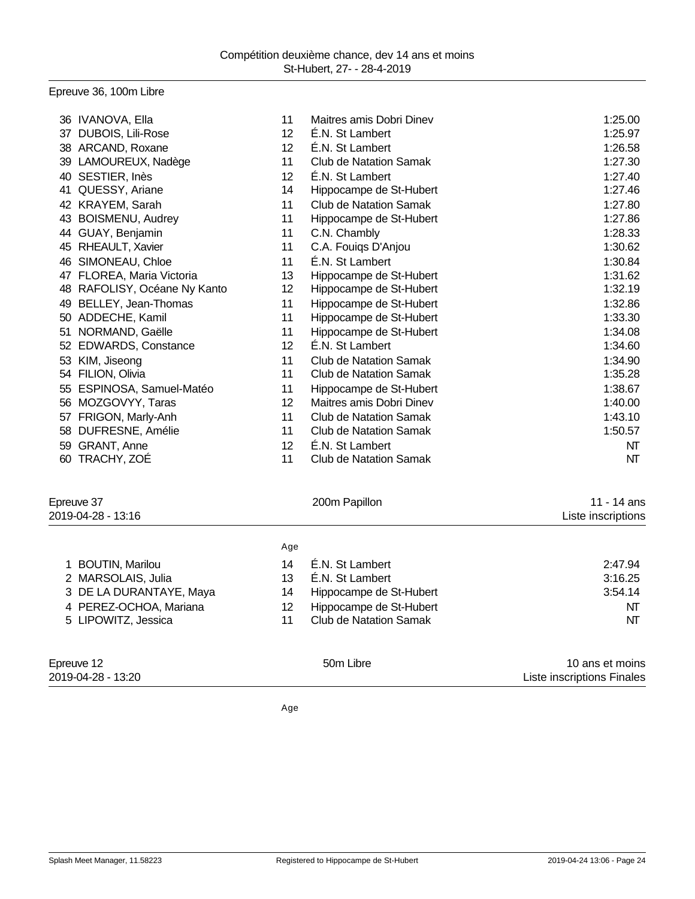Epreuve 36, 100m Libre

| | Nom | Age | Club | Temps |
|---|---|---|---|---|
| 36 | IVANOVA, Ella | 11 | Maitres amis Dobri Dinev | 1:25.00 |
| 37 | DUBOIS, Lili-Rose | 12 | É.N. St Lambert | 1:25.97 |
| 38 | ARCAND, Roxane | 12 | É.N. St Lambert | 1:26.58 |
| 39 | LAMOUREUX, Nadège | 11 | Club de Natation Samak | 1:27.30 |
| 40 | SESTIER, Inès | 12 | É.N. St Lambert | 1:27.40 |
| 41 | QUESSY, Ariane | 14 | Hippocampe de St-Hubert | 1:27.46 |
| 42 | KRAYEM, Sarah | 11 | Club de Natation Samak | 1:27.80 |
| 43 | BOISMENU, Audrey | 11 | Hippocampe de St-Hubert | 1:27.86 |
| 44 | GUAY, Benjamin | 11 | C.N. Chambly | 1:28.33 |
| 45 | RHEAULT, Xavier | 11 | C.A. Fouiqs D'Anjou | 1:30.62 |
| 46 | SIMONEAU, Chloe | 11 | É.N. St Lambert | 1:30.84 |
| 47 | FLOREA, Maria Victoria | 13 | Hippocampe de St-Hubert | 1:31.62 |
| 48 | RAFOLISY, Océane Ny Kanto | 12 | Hippocampe de St-Hubert | 1:32.19 |
| 49 | BELLEY, Jean-Thomas | 11 | Hippocampe de St-Hubert | 1:32.86 |
| 50 | ADDECHE, Kamil | 11 | Hippocampe de St-Hubert | 1:33.30 |
| 51 | NORMAND, Gaëlle | 11 | Hippocampe de St-Hubert | 1:34.08 |
| 52 | EDWARDS, Constance | 12 | É.N. St Lambert | 1:34.60 |
| 53 | KIM, Jiseong | 11 | Club de Natation Samak | 1:34.90 |
| 54 | FILION, Olivia | 11 | Club de Natation Samak | 1:35.28 |
| 55 | ESPINOSA, Samuel-Matéo | 11 | Hippocampe de St-Hubert | 1:38.67 |
| 56 | MOZGOVYY, Taras | 12 | Maitres amis Dobri Dinev | 1:40.00 |
| 57 | FRIGON, Marly-Anh | 11 | Club de Natation Samak | 1:43.10 |
| 58 | DUFRESNE, Amélie | 11 | Club de Natation Samak | 1:50.57 |
| 59 | GRANT, Anne | 12 | É.N. St Lambert | NT |
| 60 | TRACHY, ZOÉ | 11 | Club de Natation Samak | NT |

## Epreuve 37 — 200m Papillon — 11 - 14 ans

2019-04-28 - 13:16 — Liste inscriptions

| | Nom | Age | Club | Temps |
|---|---|---|---|---|
| 1 | BOUTIN, Marilou | 14 | É.N. St Lambert | 2:47.94 |
| 2 | MARSOLAIS, Julia | 13 | É.N. St Lambert | 3:16.25 |
| 3 | DE LA DURANTAYE, Maya | 14 | Hippocampe de St-Hubert | 3:54.14 |
| 4 | PEREZ-OCHOA, Mariana | 12 | Hippocampe de St-Hubert | NT |
| 5 | LIPOWITZ, Jessica | 11 | Club de Natation Samak | NT |

## Epreuve 12 — 50m Libre — 10 ans et moins

2019-04-28 - 13:20 — Liste inscriptions Finales

Age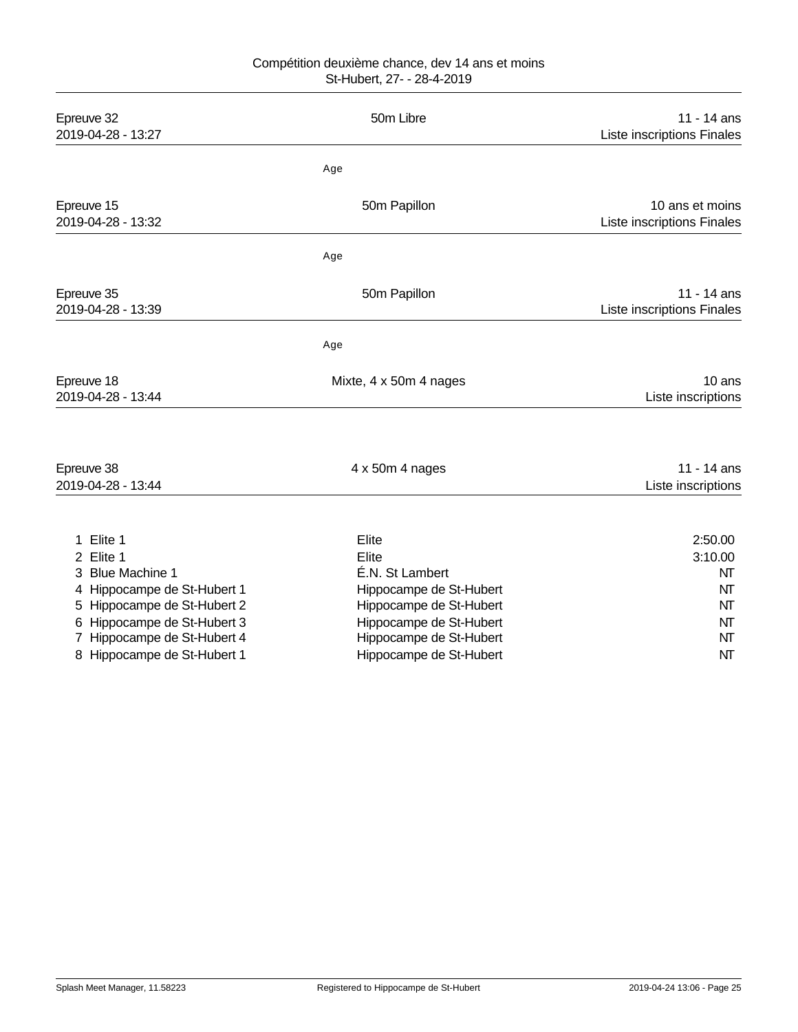Epreuve 32 | 50m Libre | 11 - 14 ans
2019-04-28 - 13:27 | | Liste inscriptions Finales

Age

Epreuve 15 | 50m Papillon | 10 ans et moins
2019-04-28 - 13:32 | | Liste inscriptions Finales

Age

Epreuve 35 | 50m Papillon | 11 - 14 ans
2019-04-28 - 13:39 | | Liste inscriptions Finales

Age

Epreuve 18 | Mixte, 4 x 50m 4 nages | 10 ans
2019-04-28 - 13:44 | | Liste inscriptions

Epreuve 38 | 4 x 50m 4 nages | 11 - 14 ans
2019-04-28 - 13:44 | | Liste inscriptions

| | | | |
|---|---|---|---|
| 1 | Elite 1 | Elite | 2:50.00 |
| 2 | Elite 1 | Elite | 3:10.00 |
| 3 | Blue Machine 1 | É.N. St Lambert | NT |
| 4 | Hippocampe de St-Hubert 1 | Hippocampe de St-Hubert | NT |
| 5 | Hippocampe de St-Hubert 2 | Hippocampe de St-Hubert | NT |
| 6 | Hippocampe de St-Hubert 3 | Hippocampe de St-Hubert | NT |
| 7 | Hippocampe de St-Hubert 4 | Hippocampe de St-Hubert | NT |
| 8 | Hippocampe de St-Hubert 1 | Hippocampe de St-Hubert | NT |